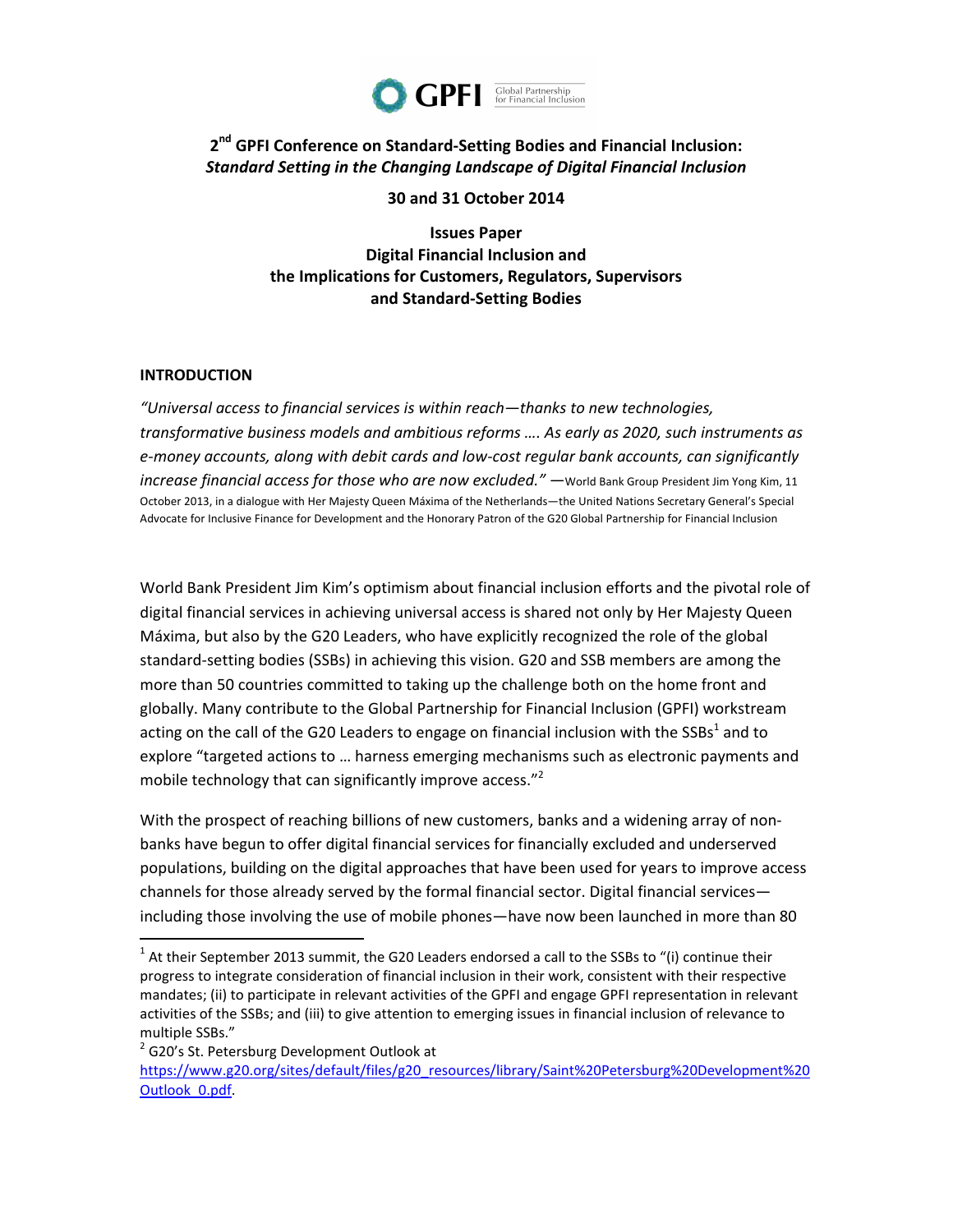GPFI Global Partnership for Financial Inclusion

# 2nd GPFI Conference on Standard-Setting Bodies and Financial Inclusion: *Standard Setting in the Changing Landscape of Digital Financial Inclusion*

**30 and 31 October 2014**

## Issues Paper
## Digital Financial Inclusion and the Implications for Customers, Regulators, Supervisors and Standard-Setting Bodies

### INTRODUCTION

*"Universal access to financial services is within reach—thanks to new technologies, transformative business models and ambitious reforms …. As early as 2020, such instruments as e-money accounts, along with debit cards and low-cost regular bank accounts, can significantly increase financial access for those who are now excluded."* —World Bank Group President Jim Yong Kim, 11 October 2013, in a dialogue with Her Majesty Queen Máxima of the Netherlands—the United Nations Secretary General's Special Advocate for Inclusive Finance for Development and the Honorary Patron of the G20 Global Partnership for Financial Inclusion

World Bank President Jim Kim's optimism about financial inclusion efforts and the pivotal role of digital financial services in achieving universal access is shared not only by Her Majesty Queen Máxima, but also by the G20 Leaders, who have explicitly recognized the role of the global standard-setting bodies (SSBs) in achieving this vision. G20 and SSB members are among the more than 50 countries committed to taking up the challenge both on the home front and globally. Many contribute to the Global Partnership for Financial Inclusion (GPFI) workstream acting on the call of the G20 Leaders to engage on financial inclusion with the SSBs[1] and to explore "targeted actions to … harness emerging mechanisms such as electronic payments and mobile technology that can significantly improve access."[2]

With the prospect of reaching billions of new customers, banks and a widening array of non-banks have begun to offer digital financial services for financially excluded and underserved populations, building on the digital approaches that have been used for years to improve access channels for those already served by the formal financial sector. Digital financial services—including those involving the use of mobile phones—have now been launched in more than 80

---

[1] At their September 2013 summit, the G20 Leaders endorsed a call to the SSBs to "(i) continue their progress to integrate consideration of financial inclusion in their work, consistent with their respective mandates; (ii) to participate in relevant activities of the GPFI and engage GPFI representation in relevant activities of the SSBs; and (iii) to give attention to emerging issues in financial inclusion of relevance to multiple SSBs."

[2] G20's St. Petersburg Development Outlook at https://www.g20.org/sites/default/files/g20_resources/library/Saint%20Petersburg%20Development%20Outlook_0.pdf.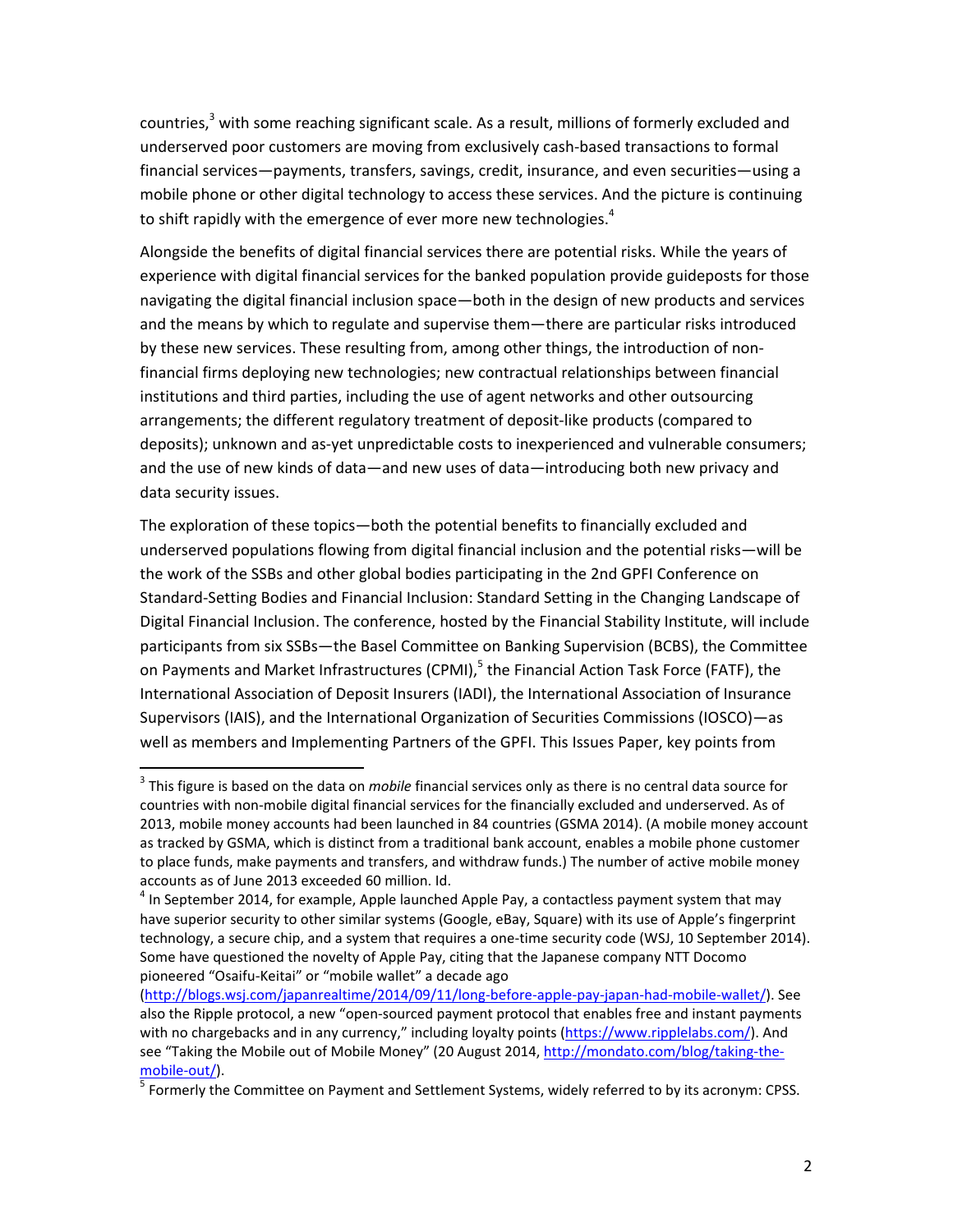countries,[3] with some reaching significant scale. As a result, millions of formerly excluded and underserved poor customers are moving from exclusively cash-based transactions to formal financial services—payments, transfers, savings, credit, insurance, and even securities—using a mobile phone or other digital technology to access these services. And the picture is continuing to shift rapidly with the emergence of ever more new technologies.[4]

Alongside the benefits of digital financial services there are potential risks. While the years of experience with digital financial services for the banked population provide guideposts for those navigating the digital financial inclusion space—both in the design of new products and services and the means by which to regulate and supervise them—there are particular risks introduced by these new services. These resulting from, among other things, the introduction of non-financial firms deploying new technologies; new contractual relationships between financial institutions and third parties, including the use of agent networks and other outsourcing arrangements; the different regulatory treatment of deposit-like products (compared to deposits); unknown and as-yet unpredictable costs to inexperienced and vulnerable consumers; and the use of new kinds of data—and new uses of data—introducing both new privacy and data security issues.

The exploration of these topics—both the potential benefits to financially excluded and underserved populations flowing from digital financial inclusion and the potential risks—will be the work of the SSBs and other global bodies participating in the 2nd GPFI Conference on Standard-Setting Bodies and Financial Inclusion: Standard Setting in the Changing Landscape of Digital Financial Inclusion. The conference, hosted by the Financial Stability Institute, will include participants from six SSBs—the Basel Committee on Banking Supervision (BCBS), the Committee on Payments and Market Infrastructures (CPMI),[5] the Financial Action Task Force (FATF), the International Association of Deposit Insurers (IADI), the International Association of Insurance Supervisors (IAIS), and the International Organization of Securities Commissions (IOSCO)—as well as members and Implementing Partners of the GPFI. This Issues Paper, key points from

---

[3] This figure is based on the data on *mobile* financial services only as there is no central data source for countries with non-mobile digital financial services for the financially excluded and underserved. As of 2013, mobile money accounts had been launched in 84 countries (GSMA 2014). (A mobile money account as tracked by GSMA, which is distinct from a traditional bank account, enables a mobile phone customer to place funds, make payments and transfers, and withdraw funds.) The number of active mobile money accounts as of June 2013 exceeded 60 million. Id.

[4] In September 2014, for example, Apple launched Apple Pay, a contactless payment system that may have superior security to other similar systems (Google, eBay, Square) with its use of Apple's fingerprint technology, a secure chip, and a system that requires a one-time security code (WSJ, 10 September 2014). Some have questioned the novelty of Apple Pay, citing that the Japanese company NTT Docomo pioneered "Osaifu-Keitai" or "mobile wallet" a decade ago (http://blogs.wsj.com/japanrealtime/2014/09/11/long-before-apple-pay-japan-had-mobile-wallet/). See also the Ripple protocol, a new "open-sourced payment protocol that enables free and instant payments with no chargebacks and in any currency," including loyalty points (https://www.ripplelabs.com/). And see "Taking the Mobile out of Mobile Money" (20 August 2014, http://mondato.com/blog/taking-the-mobile-out/).

[5] Formerly the Committee on Payment and Settlement Systems, widely referred to by its acronym: CPSS.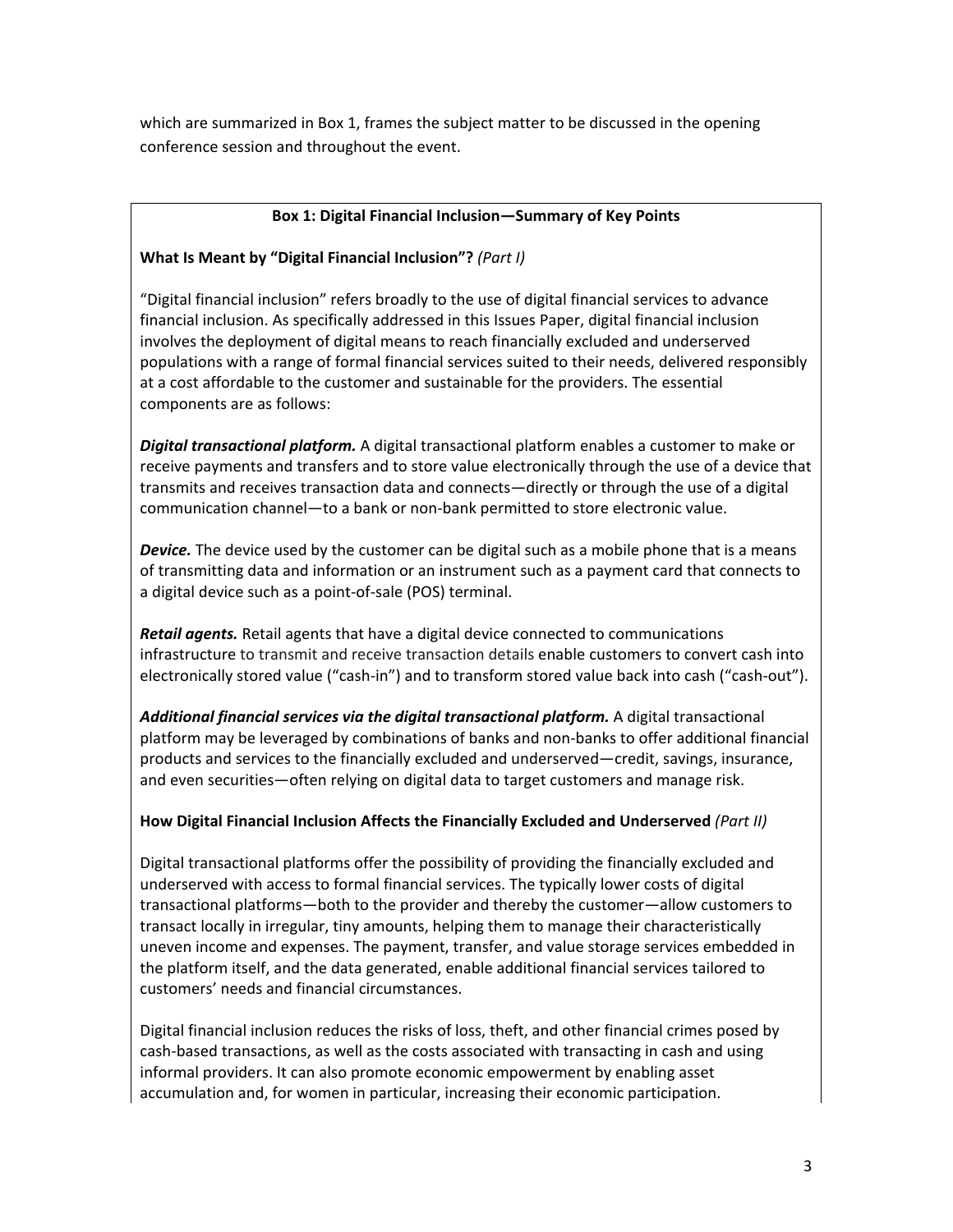which are summarized in Box 1, frames the subject matter to be discussed in the opening conference session and throughout the event.

**Box 1: Digital Financial Inclusion—Summary of Key Points**

**What Is Meant by "Digital Financial Inclusion"?** *(Part I)*

"Digital financial inclusion" refers broadly to the use of digital financial services to advance financial inclusion. As specifically addressed in this Issues Paper, digital financial inclusion involves the deployment of digital means to reach financially excluded and underserved populations with a range of formal financial services suited to their needs, delivered responsibly at a cost affordable to the customer and sustainable for the providers. The essential components are as follows:

***Digital transactional platform.*** A digital transactional platform enables a customer to make or receive payments and transfers and to store value electronically through the use of a device that transmits and receives transaction data and connects—directly or through the use of a digital communication channel—to a bank or non-bank permitted to store electronic value.

***Device.*** The device used by the customer can be digital such as a mobile phone that is a means of transmitting data and information or an instrument such as a payment card that connects to a digital device such as a point-of-sale (POS) terminal.

***Retail agents.*** Retail agents that have a digital device connected to communications infrastructure to transmit and receive transaction details enable customers to convert cash into electronically stored value ("cash-in") and to transform stored value back into cash ("cash-out").

***Additional financial services via the digital transactional platform.*** A digital transactional platform may be leveraged by combinations of banks and non-banks to offer additional financial products and services to the financially excluded and underserved—credit, savings, insurance, and even securities—often relying on digital data to target customers and manage risk.

**How Digital Financial Inclusion Affects the Financially Excluded and Underserved** *(Part II)*

Digital transactional platforms offer the possibility of providing the financially excluded and underserved with access to formal financial services. The typically lower costs of digital transactional platforms—both to the provider and thereby the customer—allow customers to transact locally in irregular, tiny amounts, helping them to manage their characteristically uneven income and expenses. The payment, transfer, and value storage services embedded in the platform itself, and the data generated, enable additional financial services tailored to customers' needs and financial circumstances.

Digital financial inclusion reduces the risks of loss, theft, and other financial crimes posed by cash-based transactions, as well as the costs associated with transacting in cash and using informal providers. It can also promote economic empowerment by enabling asset accumulation and, for women in particular, increasing their economic participation.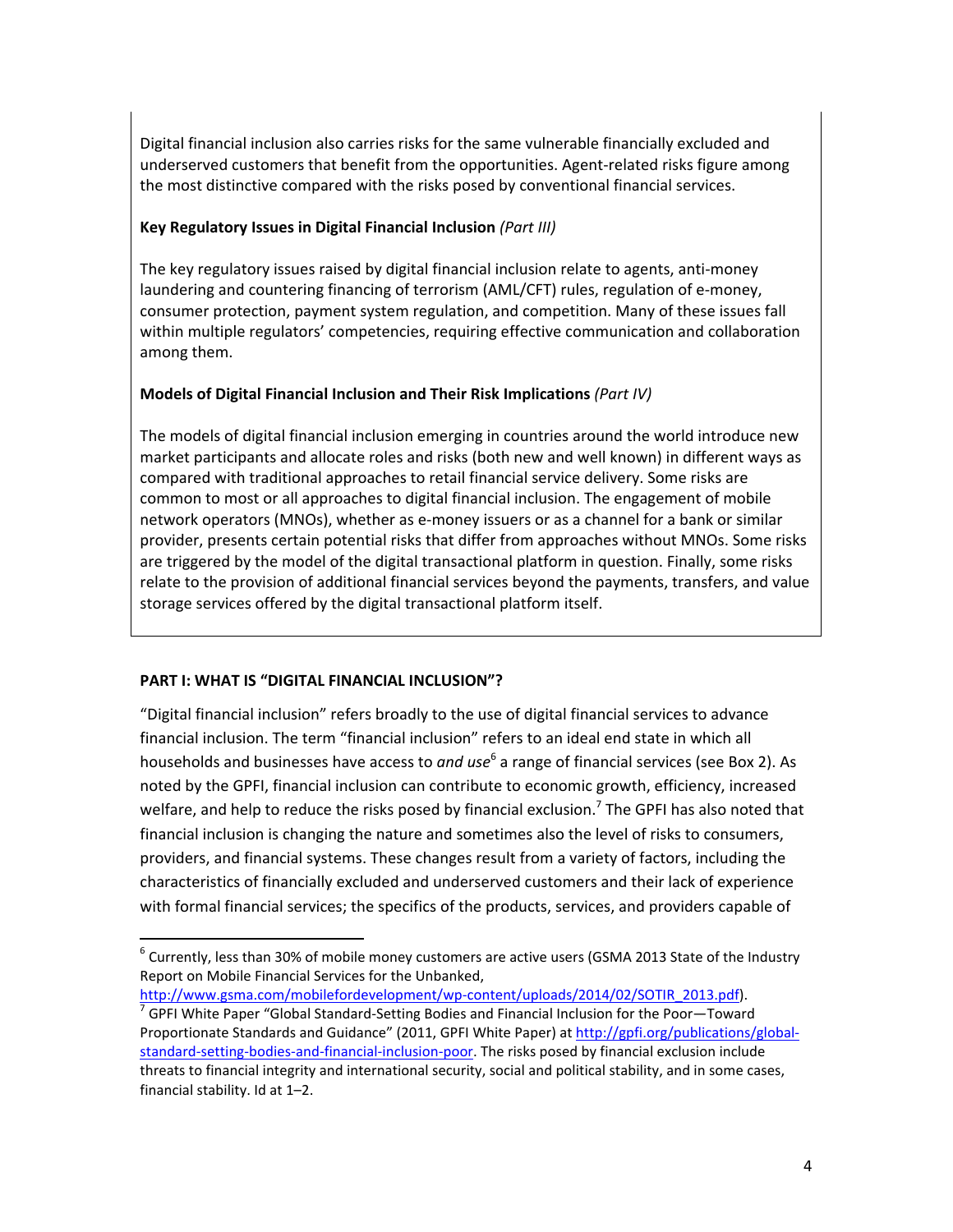Digital financial inclusion also carries risks for the same vulnerable financially excluded and underserved customers that benefit from the opportunities. Agent-related risks figure among the most distinctive compared with the risks posed by conventional financial services.

**Key Regulatory Issues in Digital Financial Inclusion** *(Part III)*

The key regulatory issues raised by digital financial inclusion relate to agents, anti-money laundering and countering financing of terrorism (AML/CFT) rules, regulation of e-money, consumer protection, payment system regulation, and competition. Many of these issues fall within multiple regulators' competencies, requiring effective communication and collaboration among them.

**Models of Digital Financial Inclusion and Their Risk Implications** *(Part IV)*

The models of digital financial inclusion emerging in countries around the world introduce new market participants and allocate roles and risks (both new and well known) in different ways as compared with traditional approaches to retail financial service delivery. Some risks are common to most or all approaches to digital financial inclusion. The engagement of mobile network operators (MNOs), whether as e-money issuers or as a channel for a bank or similar provider, presents certain potential risks that differ from approaches without MNOs. Some risks are triggered by the model of the digital transactional platform in question. Finally, some risks relate to the provision of additional financial services beyond the payments, transfers, and value storage services offered by the digital transactional platform itself.

## PART I: WHAT IS "DIGITAL FINANCIAL INCLUSION"?

"Digital financial inclusion" refers broadly to the use of digital financial services to advance financial inclusion. The term "financial inclusion" refers to an ideal end state in which all households and businesses have access to *and use*[6] a range of financial services (see Box 2). As noted by the GPFI, financial inclusion can contribute to economic growth, efficiency, increased welfare, and help to reduce the risks posed by financial exclusion.[7] The GPFI has also noted that financial inclusion is changing the nature and sometimes also the level of risks to consumers, providers, and financial systems. These changes result from a variety of factors, including the characteristics of financially excluded and underserved customers and their lack of experience with formal financial services; the specifics of the products, services, and providers capable of

---

[6] Currently, less than 30% of mobile money customers are active users (GSMA 2013 State of the Industry Report on Mobile Financial Services for the Unbanked, http://www.gsma.com/mobilefordevelopment/wp-content/uploads/2014/02/SOTIR_2013.pdf).

[7] GPFI White Paper "Global Standard-Setting Bodies and Financial Inclusion for the Poor—Toward Proportionate Standards and Guidance" (2011, GPFI White Paper) at http://gpfi.org/publications/global-standard-setting-bodies-and-financial-inclusion-poor. The risks posed by financial exclusion include threats to financial integrity and international security, social and political stability, and in some cases, financial stability. Id at 1–2.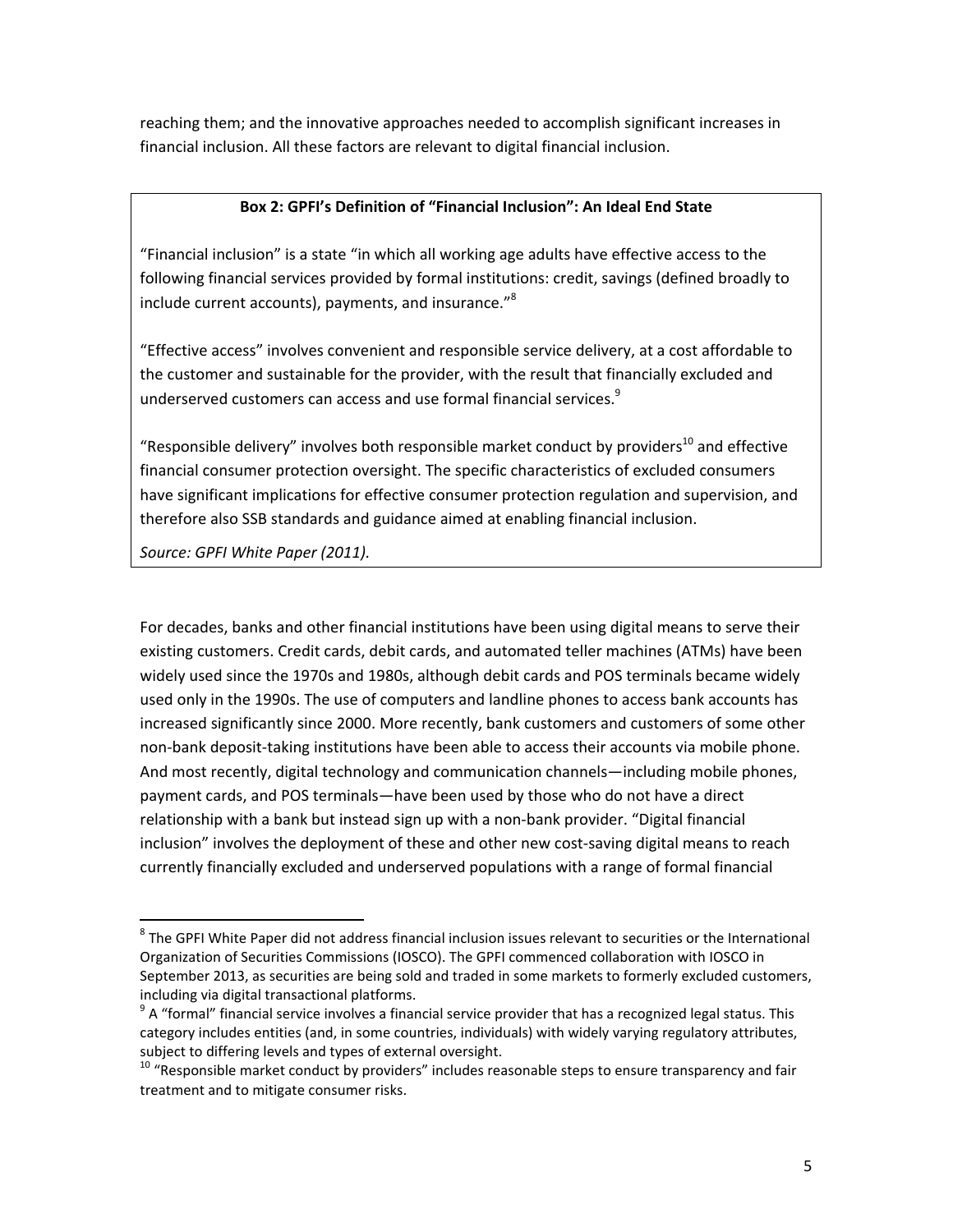reaching them; and the innovative approaches needed to accomplish significant increases in financial inclusion. All these factors are relevant to digital financial inclusion.

> **Box 2: GPFI's Definition of "Financial Inclusion": An Ideal End State**
>
> "Financial inclusion" is a state "in which all working age adults have effective access to the following financial services provided by formal institutions: credit, savings (defined broadly to include current accounts), payments, and insurance."[8]
>
> "Effective access" involves convenient and responsible service delivery, at a cost affordable to the customer and sustainable for the provider, with the result that financially excluded and underserved customers can access and use formal financial services.[9]
>
> "Responsible delivery" involves both responsible market conduct by providers[10] and effective financial consumer protection oversight. The specific characteristics of excluded consumers have significant implications for effective consumer protection regulation and supervision, and therefore also SSB standards and guidance aimed at enabling financial inclusion.
>
> *Source: GPFI White Paper (2011).*

For decades, banks and other financial institutions have been using digital means to serve their existing customers. Credit cards, debit cards, and automated teller machines (ATMs) have been widely used since the 1970s and 1980s, although debit cards and POS terminals became widely used only in the 1990s. The use of computers and landline phones to access bank accounts has increased significantly since 2000. More recently, bank customers and customers of some other non-bank deposit-taking institutions have been able to access their accounts via mobile phone. And most recently, digital technology and communication channels—including mobile phones, payment cards, and POS terminals—have been used by those who do not have a direct relationship with a bank but instead sign up with a non-bank provider. "Digital financial inclusion" involves the deployment of these and other new cost-saving digital means to reach currently financially excluded and underserved populations with a range of formal financial

---

[8] The GPFI White Paper did not address financial inclusion issues relevant to securities or the International Organization of Securities Commissions (IOSCO). The GPFI commenced collaboration with IOSCO in September 2013, as securities are being sold and traded in some markets to formerly excluded customers, including via digital transactional platforms.

[9] A "formal" financial service involves a financial service provider that has a recognized legal status. This category includes entities (and, in some countries, individuals) with widely varying regulatory attributes, subject to differing levels and types of external oversight.

[10] "Responsible market conduct by providers" includes reasonable steps to ensure transparency and fair treatment and to mitigate consumer risks.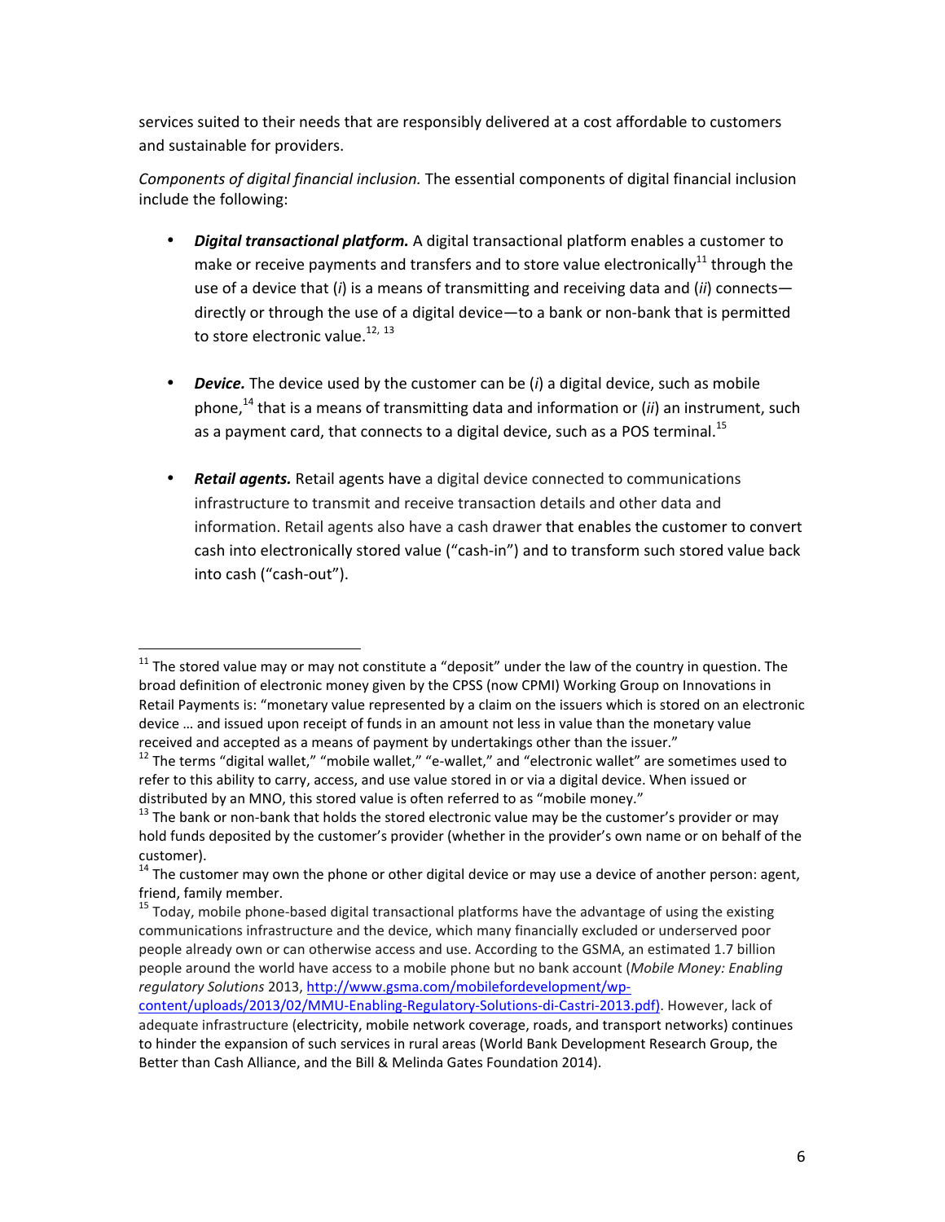services suited to their needs that are responsibly delivered at a cost affordable to customers and sustainable for providers.

*Components of digital financial inclusion.* The essential components of digital financial inclusion include the following:

- ***Digital transactional platform.*** A digital transactional platform enables a customer to make or receive payments and transfers and to store value electronically[11] through the use of a device that (*i*) is a means of transmitting and receiving data and (*ii*) connects—directly or through the use of a digital device—to a bank or non-bank that is permitted to store electronic value.[12, 13]

- ***Device.*** The device used by the customer can be (*i*) a digital device, such as mobile phone,[14] that is a means of transmitting data and information or (*ii*) an instrument, such as a payment card, that connects to a digital device, such as a POS terminal.[15]

- ***Retail agents.*** Retail agents have a digital device connected to communications infrastructure to transmit and receive transaction details and other data and information. Retail agents also have a cash drawer that enables the customer to convert cash into electronically stored value ("cash-in") and to transform such stored value back into cash ("cash-out").

---

[11] The stored value may or may not constitute a "deposit" under the law of the country in question. The broad definition of electronic money given by the CPSS (now CPMI) Working Group on Innovations in Retail Payments is: "monetary value represented by a claim on the issuers which is stored on an electronic device … and issued upon receipt of funds in an amount not less in value than the monetary value received and accepted as a means of payment by undertakings other than the issuer."

[12] The terms "digital wallet," "mobile wallet," "e-wallet," and "electronic wallet" are sometimes used to refer to this ability to carry, access, and use value stored in or via a digital device. When issued or distributed by an MNO, this stored value is often referred to as "mobile money."

[13] The bank or non-bank that holds the stored electronic value may be the customer's provider or may hold funds deposited by the customer's provider (whether in the provider's own name or on behalf of the customer).

[14] The customer may own the phone or other digital device or may use a device of another person: agent, friend, family member.

[15] Today, mobile phone-based digital transactional platforms have the advantage of using the existing communications infrastructure and the device, which many financially excluded or underserved poor people already own or can otherwise access and use. According to the GSMA, an estimated 1.7 billion people around the world have access to a mobile phone but no bank account (*Mobile Money: Enabling regulatory Solutions* 2013, [http://www.gsma.com/mobilefordevelopment/wp-content/uploads/2013/02/MMU-Enabling-Regulatory-Solutions-di-Castri-2013.pdf)](http://www.gsma.com/mobilefordevelopment/wp-content/uploads/2013/02/MMU-Enabling-Regulatory-Solutions-di-Castri-2013.pdf). However, lack of adequate infrastructure (electricity, mobile network coverage, roads, and transport networks) continues to hinder the expansion of such services in rural areas (World Bank Development Research Group, the Better than Cash Alliance, and the Bill & Melinda Gates Foundation 2014).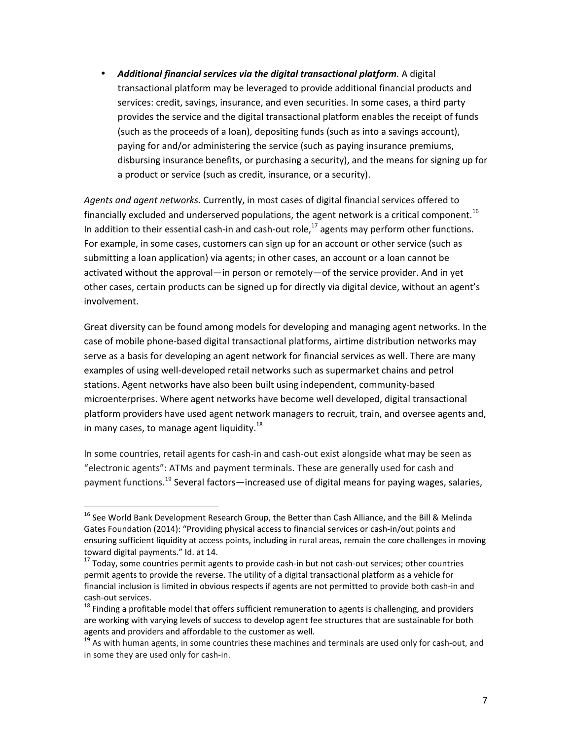- ***Additional financial services via the digital transactional platform*.** A digital transactional platform may be leveraged to provide additional financial products and services: credit, savings, insurance, and even securities. In some cases, a third party provides the service and the digital transactional platform enables the receipt of funds (such as the proceeds of a loan), depositing funds (such as into a savings account), paying for and/or administering the service (such as paying insurance premiums, disbursing insurance benefits, or purchasing a security), and the means for signing up for a product or service (such as credit, insurance, or a security).

*Agents and agent networks.* Currently, in most cases of digital financial services offered to financially excluded and underserved populations, the agent network is a critical component.[16] In addition to their essential cash-in and cash-out role,[17] agents may perform other functions. For example, in some cases, customers can sign up for an account or other service (such as submitting a loan application) via agents; in other cases, an account or a loan cannot be activated without the approval—in person or remotely—of the service provider. And in yet other cases, certain products can be signed up for directly via digital device, without an agent's involvement.

Great diversity can be found among models for developing and managing agent networks. In the case of mobile phone-based digital transactional platforms, airtime distribution networks may serve as a basis for developing an agent network for financial services as well. There are many examples of using well-developed retail networks such as supermarket chains and petrol stations. Agent networks have also been built using independent, community-based microenterprises. Where agent networks have become well developed, digital transactional platform providers have used agent network managers to recruit, train, and oversee agents and, in many cases, to manage agent liquidity.[18]

In some countries, retail agents for cash-in and cash-out exist alongside what may be seen as "electronic agents": ATMs and payment terminals. These are generally used for cash and payment functions.[19] Several factors—increased use of digital means for paying wages, salaries,

---

[16] See World Bank Development Research Group, the Better than Cash Alliance, and the Bill & Melinda Gates Foundation (2014): "Providing physical access to financial services or cash-in/out points and ensuring sufficient liquidity at access points, including in rural areas, remain the core challenges in moving toward digital payments." Id. at 14.

[17] Today, some countries permit agents to provide cash-in but not cash-out services; other countries permit agents to provide the reverse. The utility of a digital transactional platform as a vehicle for financial inclusion is limited in obvious respects if agents are not permitted to provide both cash-in and cash-out services.

[18] Finding a profitable model that offers sufficient remuneration to agents is challenging, and providers are working with varying levels of success to develop agent fee structures that are sustainable for both agents and providers and affordable to the customer as well.

[19] As with human agents, in some countries these machines and terminals are used only for cash-out, and in some they are used only for cash-in.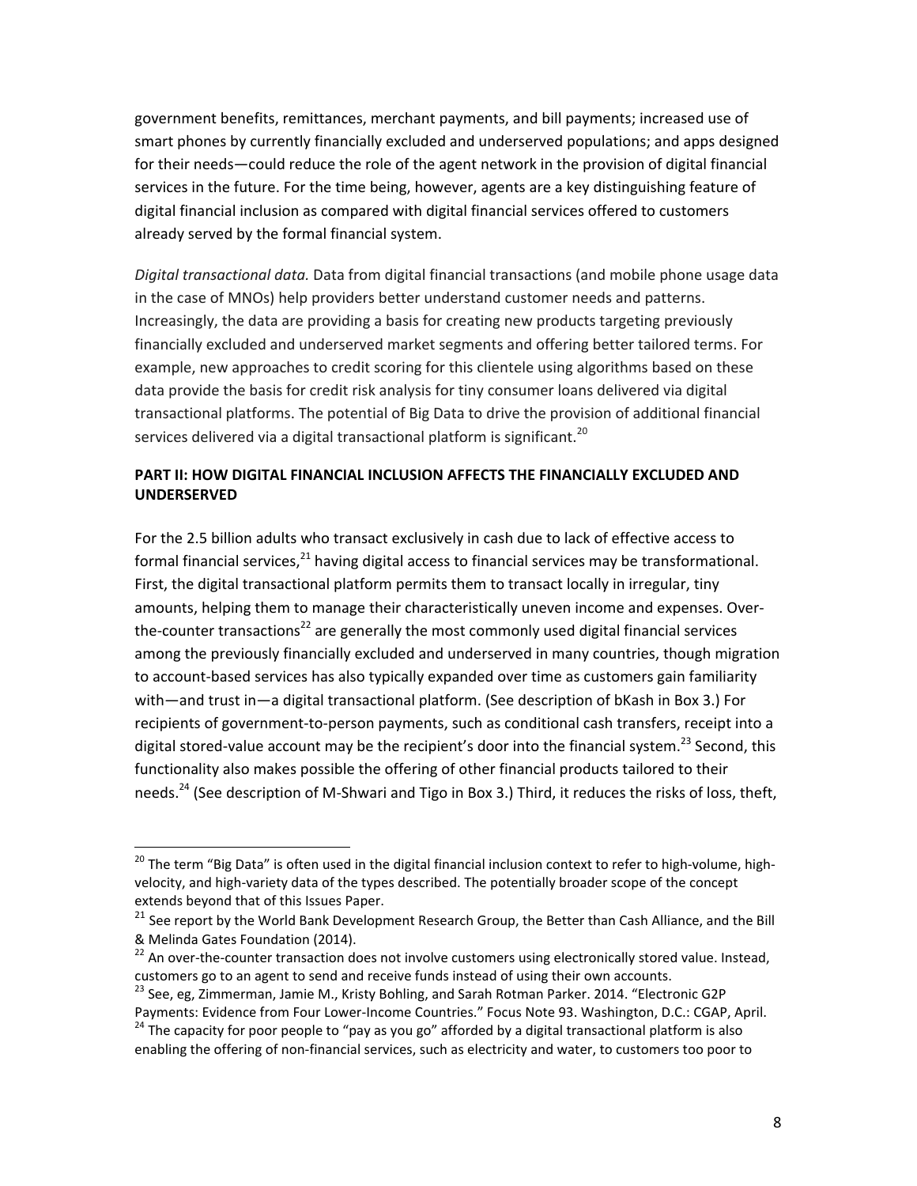government benefits, remittances, merchant payments, and bill payments; increased use of smart phones by currently financially excluded and underserved populations; and apps designed for their needs—could reduce the role of the agent network in the provision of digital financial services in the future. For the time being, however, agents are a key distinguishing feature of digital financial inclusion as compared with digital financial services offered to customers already served by the formal financial system.

*Digital transactional data.* Data from digital financial transactions (and mobile phone usage data in the case of MNOs) help providers better understand customer needs and patterns. Increasingly, the data are providing a basis for creating new products targeting previously financially excluded and underserved market segments and offering better tailored terms. For example, new approaches to credit scoring for this clientele using algorithms based on these data provide the basis for credit risk analysis for tiny consumer loans delivered via digital transactional platforms. The potential of Big Data to drive the provision of additional financial services delivered via a digital transactional platform is significant.[20]

## PART II: HOW DIGITAL FINANCIAL INCLUSION AFFECTS THE FINANCIALLY EXCLUDED AND UNDERSERVED

For the 2.5 billion adults who transact exclusively in cash due to lack of effective access to formal financial services,[21] having digital access to financial services may be transformational. First, the digital transactional platform permits them to transact locally in irregular, tiny amounts, helping them to manage their characteristically uneven income and expenses. Over-the-counter transactions[22] are generally the most commonly used digital financial services among the previously financially excluded and underserved in many countries, though migration to account-based services has also typically expanded over time as customers gain familiarity with—and trust in—a digital transactional platform. (See description of bKash in Box 3.) For recipients of government-to-person payments, such as conditional cash transfers, receipt into a digital stored-value account may be the recipient's door into the financial system.[23] Second, this functionality also makes possible the offering of other financial products tailored to their needs.[24] (See description of M-Shwari and Tigo in Box 3.) Third, it reduces the risks of loss, theft,

---

[20] The term "Big Data" is often used in the digital financial inclusion context to refer to high-volume, high-velocity, and high-variety data of the types described. The potentially broader scope of the concept extends beyond that of this Issues Paper.

[21] See report by the World Bank Development Research Group, the Better than Cash Alliance, and the Bill & Melinda Gates Foundation (2014).

[22] An over-the-counter transaction does not involve customers using electronically stored value. Instead, customers go to an agent to send and receive funds instead of using their own accounts.

[23] See, eg, Zimmerman, Jamie M., Kristy Bohling, and Sarah Rotman Parker. 2014. "Electronic G2P Payments: Evidence from Four Lower-Income Countries." Focus Note 93. Washington, D.C.: CGAP, April.

[24] The capacity for poor people to "pay as you go" afforded by a digital transactional platform is also enabling the offering of non-financial services, such as electricity and water, to customers too poor to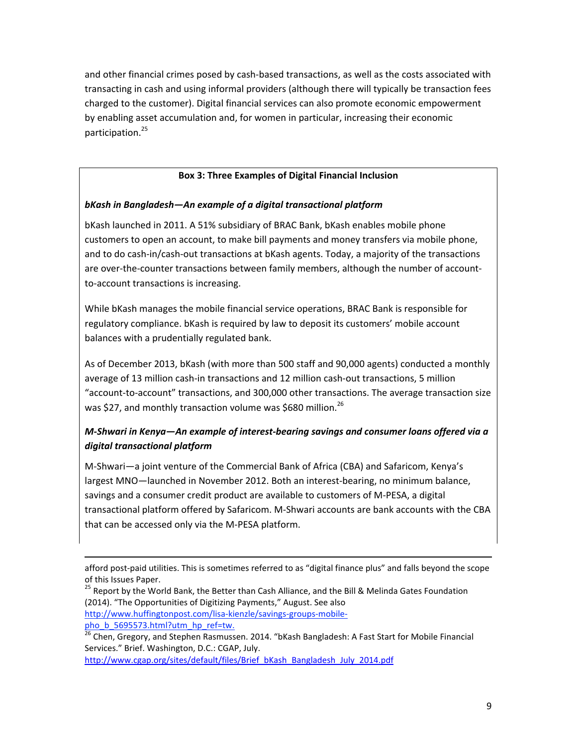and other financial crimes posed by cash-based transactions, as well as the costs associated with transacting in cash and using informal providers (although there will typically be transaction fees charged to the customer). Digital financial services can also promote economic empowerment by enabling asset accumulation and, for women in particular, increasing their economic participation.[25]

**Box 3: Three Examples of Digital Financial Inclusion**

***bKash in Bangladesh—An example of a digital transactional platform***

bKash launched in 2011. A 51% subsidiary of BRAC Bank, bKash enables mobile phone customers to open an account, to make bill payments and money transfers via mobile phone, and to do cash-in/cash-out transactions at bKash agents. Today, a majority of the transactions are over-the-counter transactions between family members, although the number of account-to-account transactions is increasing.

While bKash manages the mobile financial service operations, BRAC Bank is responsible for regulatory compliance. bKash is required by law to deposit its customers' mobile account balances with a prudentially regulated bank.

As of December 2013, bKash (with more than 500 staff and 90,000 agents) conducted a monthly average of 13 million cash-in transactions and 12 million cash-out transactions, 5 million "account-to-account" transactions, and 300,000 other transactions. The average transaction size was $27, and monthly transaction volume was $680 million.[26]

***M-Shwari in Kenya—An example of interest-bearing savings and consumer loans offered via a digital transactional platform***

M-Shwari—a joint venture of the Commercial Bank of Africa (CBA) and Safaricom, Kenya's largest MNO—launched in November 2012. Both an interest-bearing, no minimum balance, savings and a consumer credit product are available to customers of M-PESA, a digital transactional platform offered by Safaricom. M-Shwari accounts are bank accounts with the CBA that can be accessed only via the M-PESA platform.

---

afford post-paid utilities. This is sometimes referred to as "digital finance plus" and falls beyond the scope of this Issues Paper.

[25] Report by the World Bank, the Better than Cash Alliance, and the Bill & Melinda Gates Foundation (2014). "The Opportunities of Digitizing Payments," August. See also http://www.huffingtonpost.com/lisa-kienzle/savings-groups-mobile-pho_b_5695573.html?utm_hp_ref=tw.

[26] Chen, Gregory, and Stephen Rasmussen. 2014. "bKash Bangladesh: A Fast Start for Mobile Financial Services." Brief. Washington, D.C.: CGAP, July. http://www.cgap.org/sites/default/files/Brief_bKash_Bangladesh_July_2014.pdf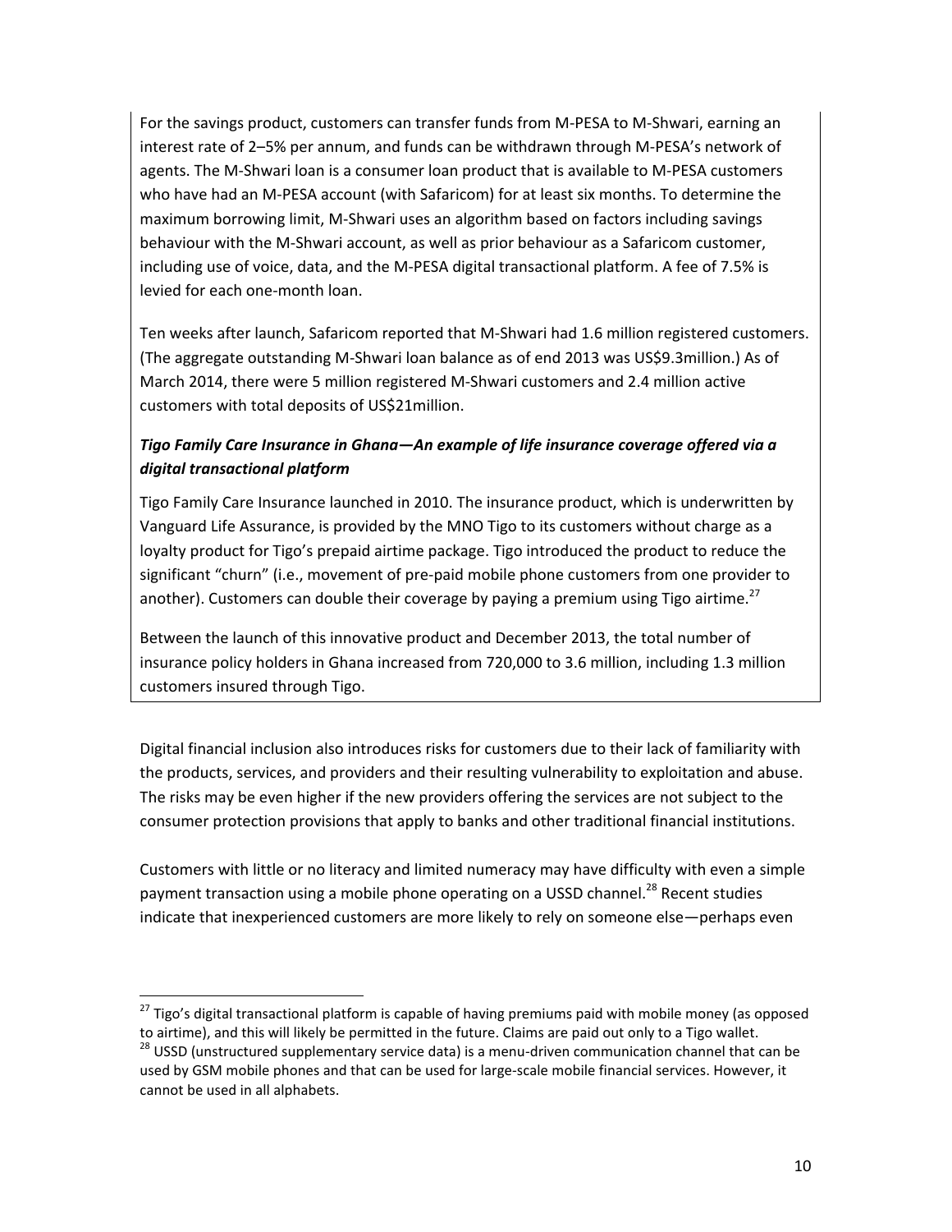For the savings product, customers can transfer funds from M-PESA to M-Shwari, earning an interest rate of 2–5% per annum, and funds can be withdrawn through M-PESA's network of agents. The M-Shwari loan is a consumer loan product that is available to M-PESA customers who have had an M-PESA account (with Safaricom) for at least six months. To determine the maximum borrowing limit, M-Shwari uses an algorithm based on factors including savings behaviour with the M-Shwari account, as well as prior behaviour as a Safaricom customer, including use of voice, data, and the M-PESA digital transactional platform. A fee of 7.5% is levied for each one-month loan.

Ten weeks after launch, Safaricom reported that M-Shwari had 1.6 million registered customers. (The aggregate outstanding M-Shwari loan balance as of end 2013 was US$9.3million.) As of March 2014, there were 5 million registered M-Shwari customers and 2.4 million active customers with total deposits of US$21million.

***Tigo Family Care Insurance in Ghana—An example of life insurance coverage offered via a digital transactional platform***

Tigo Family Care Insurance launched in 2010. The insurance product, which is underwritten by Vanguard Life Assurance, is provided by the MNO Tigo to its customers without charge as a loyalty product for Tigo's prepaid airtime package. Tigo introduced the product to reduce the significant "churn" (i.e., movement of pre-paid mobile phone customers from one provider to another). Customers can double their coverage by paying a premium using Tigo airtime.[27]

Between the launch of this innovative product and December 2013, the total number of insurance policy holders in Ghana increased from 720,000 to 3.6 million, including 1.3 million customers insured through Tigo.

Digital financial inclusion also introduces risks for customers due to their lack of familiarity with the products, services, and providers and their resulting vulnerability to exploitation and abuse. The risks may be even higher if the new providers offering the services are not subject to the consumer protection provisions that apply to banks and other traditional financial institutions.

Customers with little or no literacy and limited numeracy may have difficulty with even a simple payment transaction using a mobile phone operating on a USSD channel.[28] Recent studies indicate that inexperienced customers are more likely to rely on someone else—perhaps even

---

[27] Tigo's digital transactional platform is capable of having premiums paid with mobile money (as opposed to airtime), and this will likely be permitted in the future. Claims are paid out only to a Tigo wallet.

[28] USSD (unstructured supplementary service data) is a menu-driven communication channel that can be used by GSM mobile phones and that can be used for large-scale mobile financial services. However, it cannot be used in all alphabets.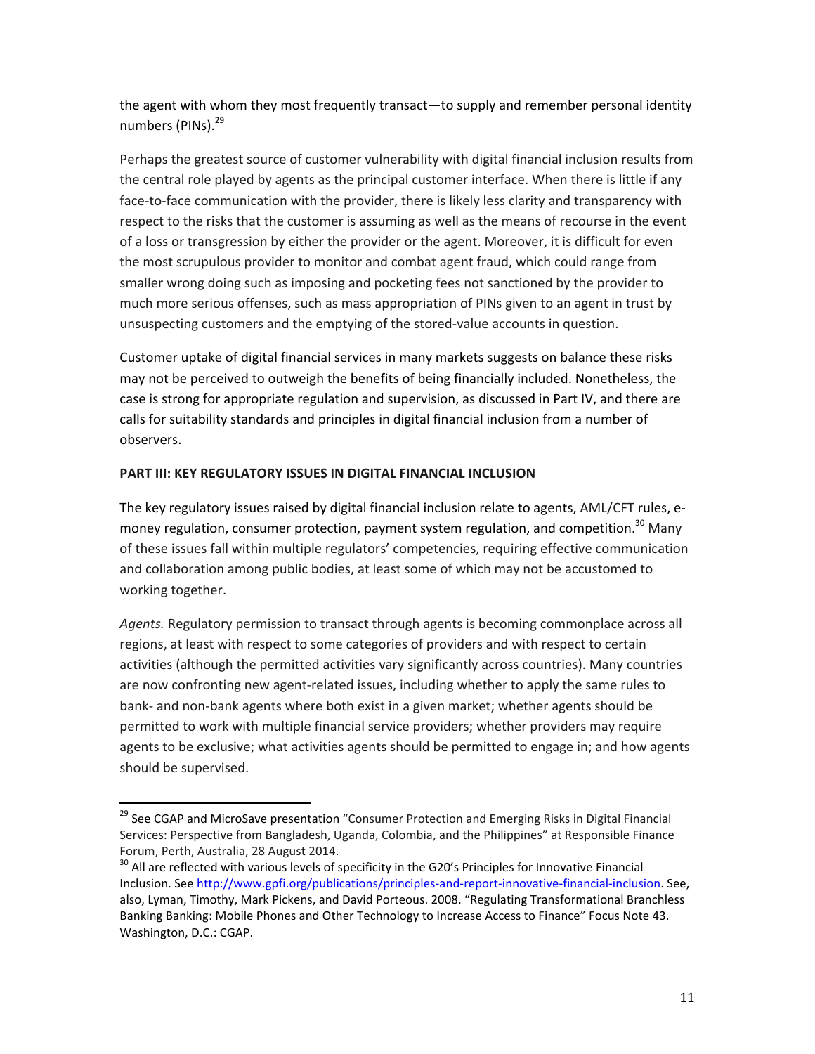the agent with whom they most frequently transact—to supply and remember personal identity numbers (PINs).[29]

Perhaps the greatest source of customer vulnerability with digital financial inclusion results from the central role played by agents as the principal customer interface. When there is little if any face-to-face communication with the provider, there is likely less clarity and transparency with respect to the risks that the customer is assuming as well as the means of recourse in the event of a loss or transgression by either the provider or the agent. Moreover, it is difficult for even the most scrupulous provider to monitor and combat agent fraud, which could range from smaller wrong doing such as imposing and pocketing fees not sanctioned by the provider to much more serious offenses, such as mass appropriation of PINs given to an agent in trust by unsuspecting customers and the emptying of the stored-value accounts in question.

Customer uptake of digital financial services in many markets suggests on balance these risks may not be perceived to outweigh the benefits of being financially included. Nonetheless, the case is strong for appropriate regulation and supervision, as discussed in Part IV, and there are calls for suitability standards and principles in digital financial inclusion from a number of observers.

**PART III: KEY REGULATORY ISSUES IN DIGITAL FINANCIAL INCLUSION**

The key regulatory issues raised by digital financial inclusion relate to agents, AML/CFT rules, e-money regulation, consumer protection, payment system regulation, and competition.[30] Many of these issues fall within multiple regulators' competencies, requiring effective communication and collaboration among public bodies, at least some of which may not be accustomed to working together.

*Agents.* Regulatory permission to transact through agents is becoming commonplace across all regions, at least with respect to some categories of providers and with respect to certain activities (although the permitted activities vary significantly across countries). Many countries are now confronting new agent-related issues, including whether to apply the same rules to bank- and non-bank agents where both exist in a given market; whether agents should be permitted to work with multiple financial service providers; whether providers may require agents to be exclusive; what activities agents should be permitted to engage in; and how agents should be supervised.

---

[29] See CGAP and MicroSave presentation "Consumer Protection and Emerging Risks in Digital Financial Services: Perspective from Bangladesh, Uganda, Colombia, and the Philippines" at Responsible Finance Forum, Perth, Australia, 28 August 2014.

[30] All are reflected with various levels of specificity in the G20's Principles for Innovative Financial Inclusion. See http://www.gpfi.org/publications/principles-and-report-innovative-financial-inclusion. See, also, Lyman, Timothy, Mark Pickens, and David Porteous. 2008. "Regulating Transformational Branchless Banking Banking: Mobile Phones and Other Technology to Increase Access to Finance" Focus Note 43. Washington, D.C.: CGAP.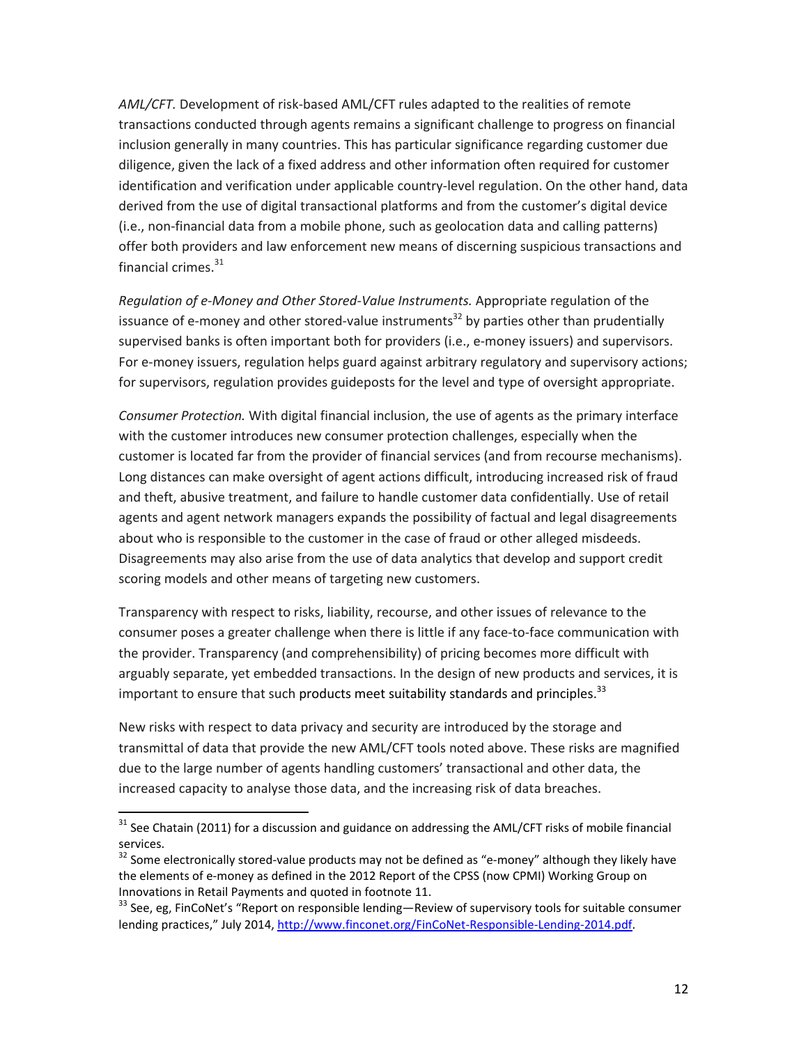*AML/CFT.* Development of risk-based AML/CFT rules adapted to the realities of remote transactions conducted through agents remains a significant challenge to progress on financial inclusion generally in many countries. This has particular significance regarding customer due diligence, given the lack of a fixed address and other information often required for customer identification and verification under applicable country-level regulation. On the other hand, data derived from the use of digital transactional platforms and from the customer's digital device (i.e., non-financial data from a mobile phone, such as geolocation data and calling patterns) offer both providers and law enforcement new means of discerning suspicious transactions and financial crimes.[31]

*Regulation of e-Money and Other Stored-Value Instruments.* Appropriate regulation of the issuance of e-money and other stored-value instruments[32] by parties other than prudentially supervised banks is often important both for providers (i.e., e-money issuers) and supervisors. For e-money issuers, regulation helps guard against arbitrary regulatory and supervisory actions; for supervisors, regulation provides guideposts for the level and type of oversight appropriate.

*Consumer Protection.* With digital financial inclusion, the use of agents as the primary interface with the customer introduces new consumer protection challenges, especially when the customer is located far from the provider of financial services (and from recourse mechanisms). Long distances can make oversight of agent actions difficult, introducing increased risk of fraud and theft, abusive treatment, and failure to handle customer data confidentially. Use of retail agents and agent network managers expands the possibility of factual and legal disagreements about who is responsible to the customer in the case of fraud or other alleged misdeeds. Disagreements may also arise from the use of data analytics that develop and support credit scoring models and other means of targeting new customers.

Transparency with respect to risks, liability, recourse, and other issues of relevance to the consumer poses a greater challenge when there is little if any face-to-face communication with the provider. Transparency (and comprehensibility) of pricing becomes more difficult with arguably separate, yet embedded transactions. In the design of new products and services, it is important to ensure that such products meet suitability standards and principles.[33]

New risks with respect to data privacy and security are introduced by the storage and transmittal of data that provide the new AML/CFT tools noted above. These risks are magnified due to the large number of agents handling customers' transactional and other data, the increased capacity to analyse those data, and the increasing risk of data breaches.

---

[31] See Chatain (2011) for a discussion and guidance on addressing the AML/CFT risks of mobile financial services.

[32] Some electronically stored-value products may not be defined as "e-money" although they likely have the elements of e-money as defined in the 2012 Report of the CPSS (now CPMI) Working Group on Innovations in Retail Payments and quoted in footnote 11.

[33] See, eg, FinCoNet's "Report on responsible lending—Review of supervisory tools for suitable consumer lending practices," July 2014, http://www.finconet.org/FinCoNet-Responsible-Lending-2014.pdf.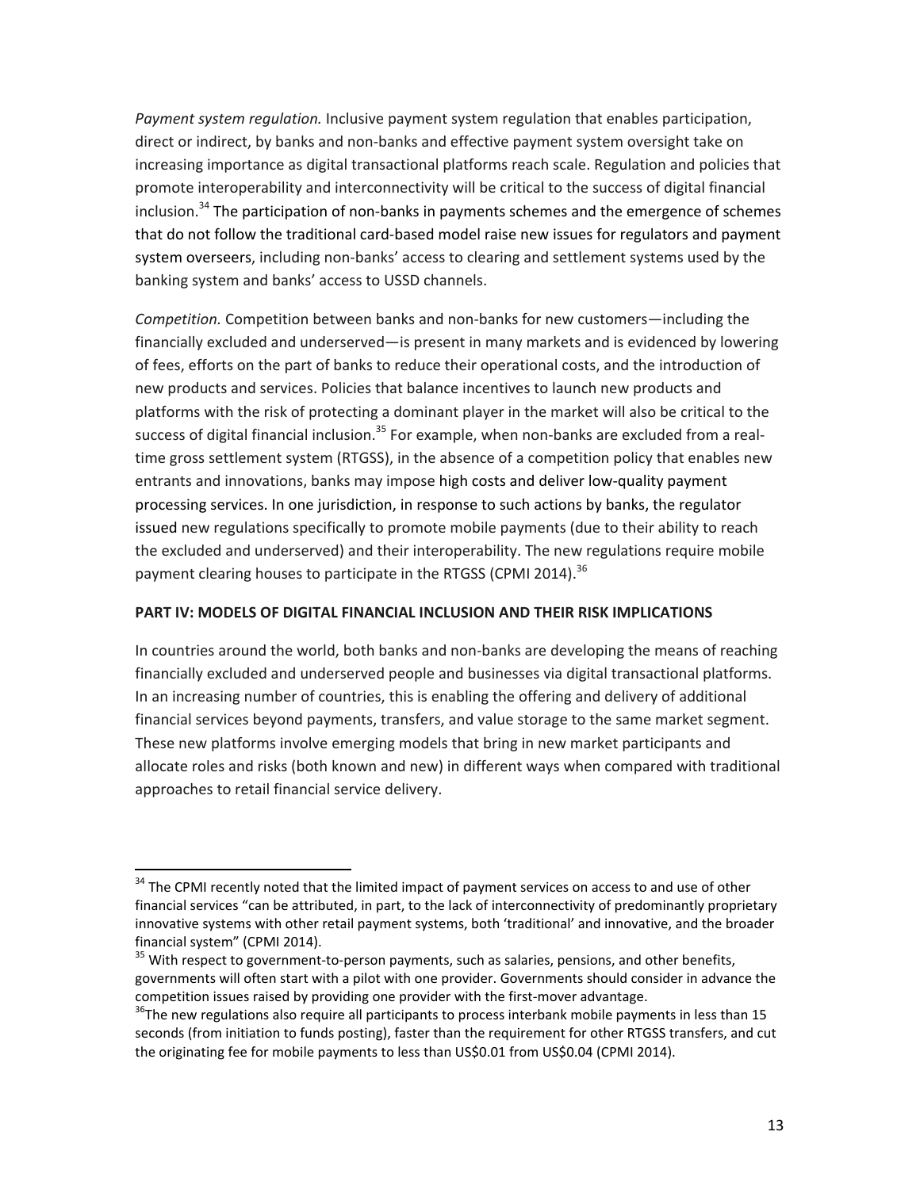*Payment system regulation.* Inclusive payment system regulation that enables participation, direct or indirect, by banks and non-banks and effective payment system oversight take on increasing importance as digital transactional platforms reach scale. Regulation and policies that promote interoperability and interconnectivity will be critical to the success of digital financial inclusion.[34] The participation of non-banks in payments schemes and the emergence of schemes that do not follow the traditional card-based model raise new issues for regulators and payment system overseers, including non-banks' access to clearing and settlement systems used by the banking system and banks' access to USSD channels.

*Competition.* Competition between banks and non-banks for new customers—including the financially excluded and underserved—is present in many markets and is evidenced by lowering of fees, efforts on the part of banks to reduce their operational costs, and the introduction of new products and services. Policies that balance incentives to launch new products and platforms with the risk of protecting a dominant player in the market will also be critical to the success of digital financial inclusion.[35] For example, when non-banks are excluded from a real-time gross settlement system (RTGSS), in the absence of a competition policy that enables new entrants and innovations, banks may impose high costs and deliver low-quality payment processing services. In one jurisdiction, in response to such actions by banks, the regulator issued new regulations specifically to promote mobile payments (due to their ability to reach the excluded and underserved) and their interoperability. The new regulations require mobile payment clearing houses to participate in the RTGSS (CPMI 2014).[36]

**PART IV: MODELS OF DIGITAL FINANCIAL INCLUSION AND THEIR RISK IMPLICATIONS**

In countries around the world, both banks and non-banks are developing the means of reaching financially excluded and underserved people and businesses via digital transactional platforms. In an increasing number of countries, this is enabling the offering and delivery of additional financial services beyond payments, transfers, and value storage to the same market segment. These new platforms involve emerging models that bring in new market participants and allocate roles and risks (both known and new) in different ways when compared with traditional approaches to retail financial service delivery.

---

[34] The CPMI recently noted that the limited impact of payment services on access to and use of other financial services "can be attributed, in part, to the lack of interconnectivity of predominantly proprietary innovative systems with other retail payment systems, both 'traditional' and innovative, and the broader financial system" (CPMI 2014).

[35] With respect to government-to-person payments, such as salaries, pensions, and other benefits, governments will often start with a pilot with one provider. Governments should consider in advance the competition issues raised by providing one provider with the first-mover advantage.

[36] The new regulations also require all participants to process interbank mobile payments in less than 15 seconds (from initiation to funds posting), faster than the requirement for other RTGSS transfers, and cut the originating fee for mobile payments to less than US$0.01 from US$0.04 (CPMI 2014).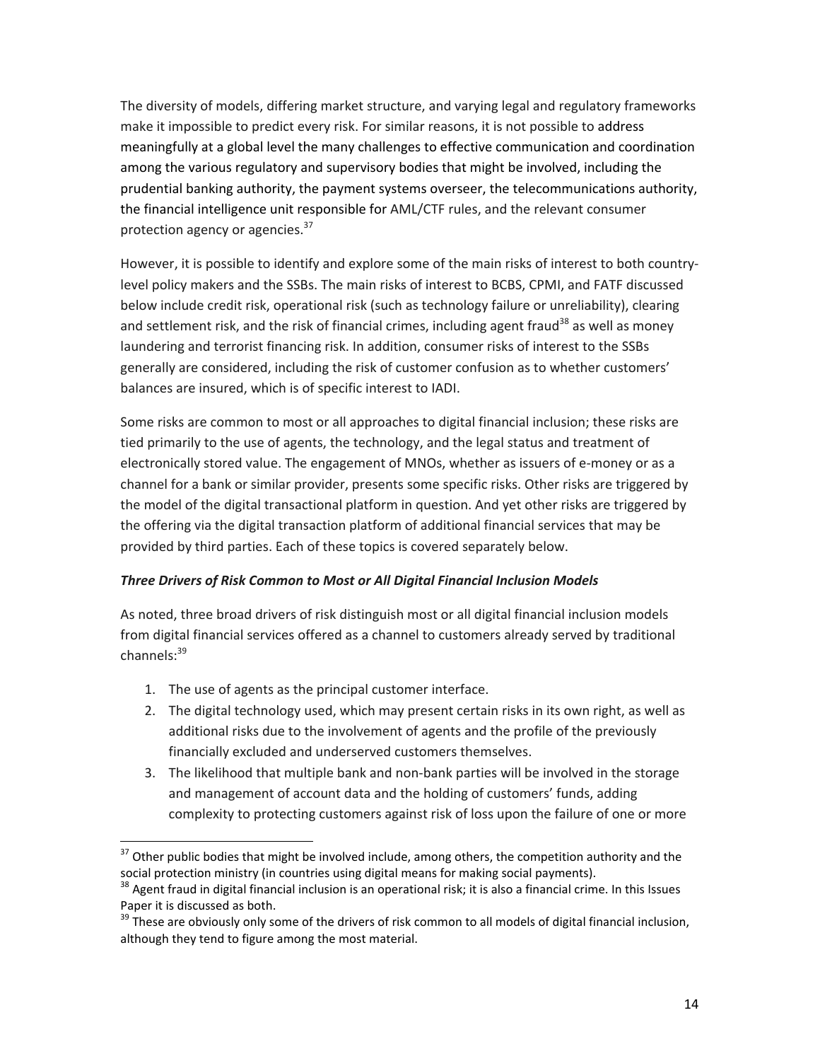The diversity of models, differing market structure, and varying legal and regulatory frameworks make it impossible to predict every risk. For similar reasons, it is not possible to address meaningfully at a global level the many challenges to effective communication and coordination among the various regulatory and supervisory bodies that might be involved, including the prudential banking authority, the payment systems overseer, the telecommunications authority, the financial intelligence unit responsible for AML/CTF rules, and the relevant consumer protection agency or agencies.[37]

However, it is possible to identify and explore some of the main risks of interest to both country-level policy makers and the SSBs. The main risks of interest to BCBS, CPMI, and FATF discussed below include credit risk, operational risk (such as technology failure or unreliability), clearing and settlement risk, and the risk of financial crimes, including agent fraud[38] as well as money laundering and terrorist financing risk. In addition, consumer risks of interest to the SSBs generally are considered, including the risk of customer confusion as to whether customers' balances are insured, which is of specific interest to IADI.

Some risks are common to most or all approaches to digital financial inclusion; these risks are tied primarily to the use of agents, the technology, and the legal status and treatment of electronically stored value. The engagement of MNOs, whether as issuers of e-money or as a channel for a bank or similar provider, presents some specific risks. Other risks are triggered by the model of the digital transactional platform in question. And yet other risks are triggered by the offering via the digital transaction platform of additional financial services that may be provided by third parties. Each of these topics is covered separately below.

***Three Drivers of Risk Common to Most or All Digital Financial Inclusion Models***

As noted, three broad drivers of risk distinguish most or all digital financial inclusion models from digital financial services offered as a channel to customers already served by traditional channels:[39]

1. The use of agents as the principal customer interface.
2. The digital technology used, which may present certain risks in its own right, as well as additional risks due to the involvement of agents and the profile of the previously financially excluded and underserved customers themselves.
3. The likelihood that multiple bank and non-bank parties will be involved in the storage and management of account data and the holding of customers' funds, adding complexity to protecting customers against risk of loss upon the failure of one or more

[37] Other public bodies that might be involved include, among others, the competition authority and the social protection ministry (in countries using digital means for making social payments).

[38] Agent fraud in digital financial inclusion is an operational risk; it is also a financial crime. In this Issues Paper it is discussed as both.

[39] These are obviously only some of the drivers of risk common to all models of digital financial inclusion, although they tend to figure among the most material.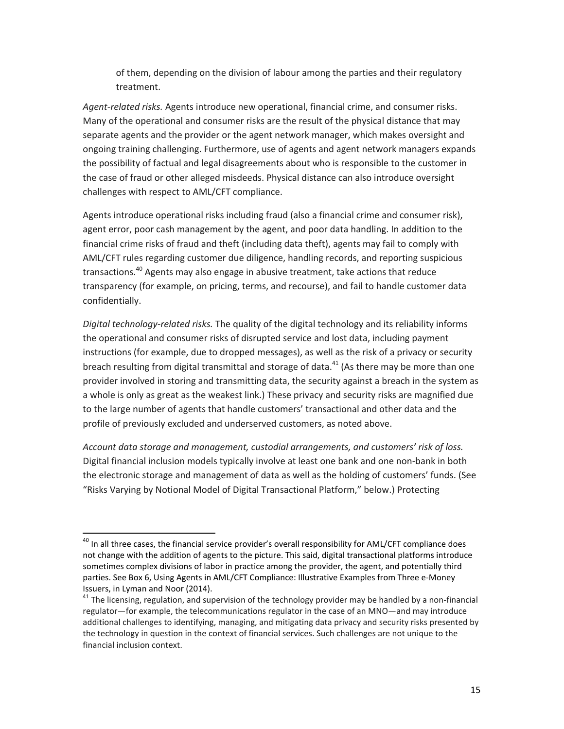of them, depending on the division of labour among the parties and their regulatory treatment.

*Agent-related risks.* Agents introduce new operational, financial crime, and consumer risks. Many of the operational and consumer risks are the result of the physical distance that may separate agents and the provider or the agent network manager, which makes oversight and ongoing training challenging. Furthermore, use of agents and agent network managers expands the possibility of factual and legal disagreements about who is responsible to the customer in the case of fraud or other alleged misdeeds. Physical distance can also introduce oversight challenges with respect to AML/CFT compliance.

Agents introduce operational risks including fraud (also a financial crime and consumer risk), agent error, poor cash management by the agent, and poor data handling. In addition to the financial crime risks of fraud and theft (including data theft), agents may fail to comply with AML/CFT rules regarding customer due diligence, handling records, and reporting suspicious transactions.[40] Agents may also engage in abusive treatment, take actions that reduce transparency (for example, on pricing, terms, and recourse), and fail to handle customer data confidentially.

*Digital technology-related risks.* The quality of the digital technology and its reliability informs the operational and consumer risks of disrupted service and lost data, including payment instructions (for example, due to dropped messages), as well as the risk of a privacy or security breach resulting from digital transmittal and storage of data.[41] (As there may be more than one provider involved in storing and transmitting data, the security against a breach in the system as a whole is only as great as the weakest link.) These privacy and security risks are magnified due to the large number of agents that handle customers' transactional and other data and the profile of previously excluded and underserved customers, as noted above.

*Account data storage and management, custodial arrangements, and customers' risk of loss.* Digital financial inclusion models typically involve at least one bank and one non-bank in both the electronic storage and management of data as well as the holding of customers' funds. (See "Risks Varying by Notional Model of Digital Transactional Platform," below.) Protecting

---

[40] In all three cases, the financial service provider's overall responsibility for AML/CFT compliance does not change with the addition of agents to the picture. This said, digital transactional platforms introduce sometimes complex divisions of labor in practice among the provider, the agent, and potentially third parties. See Box 6, Using Agents in AML/CFT Compliance: Illustrative Examples from Three e-Money Issuers, in Lyman and Noor (2014).

[41] The licensing, regulation, and supervision of the technology provider may be handled by a non-financial regulator—for example, the telecommunications regulator in the case of an MNO—and may introduce additional challenges to identifying, managing, and mitigating data privacy and security risks presented by the technology in question in the context of financial services. Such challenges are not unique to the financial inclusion context.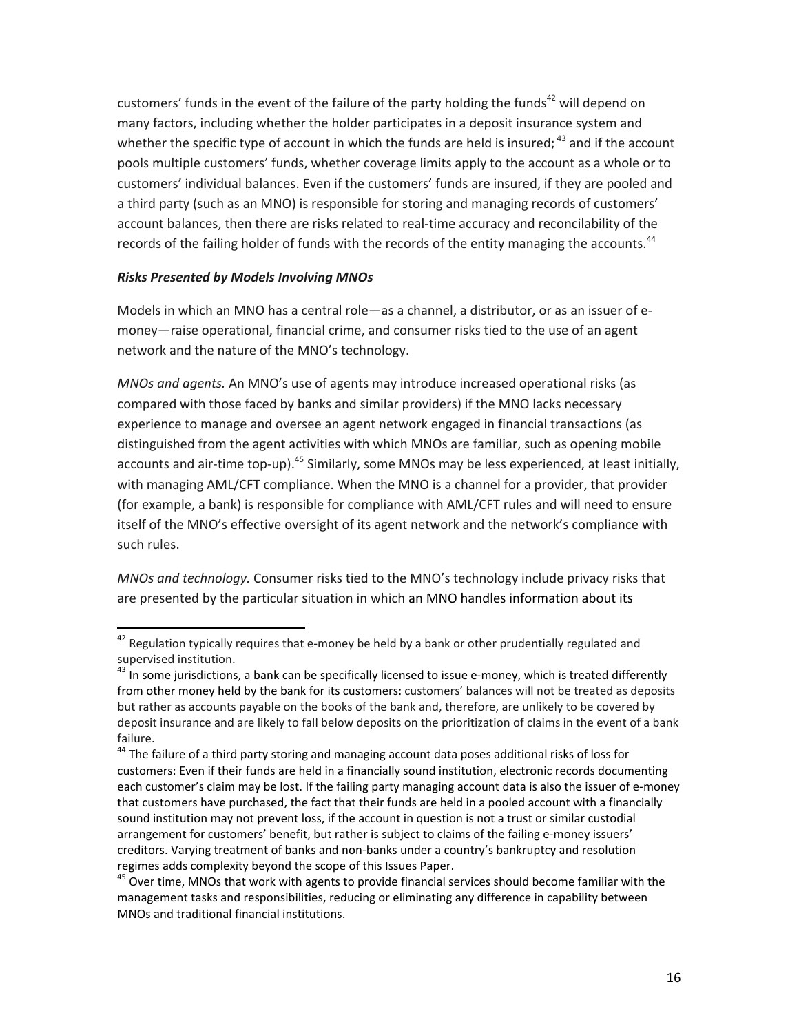customers' funds in the event of the failure of the party holding the funds[42] will depend on many factors, including whether the holder participates in a deposit insurance system and whether the specific type of account in which the funds are held is insured; [43] and if the account pools multiple customers' funds, whether coverage limits apply to the account as a whole or to customers' individual balances. Even if the customers' funds are insured, if they are pooled and a third party (such as an MNO) is responsible for storing and managing records of customers' account balances, then there are risks related to real-time accuracy and reconcilability of the records of the failing holder of funds with the records of the entity managing the accounts.[44]

***Risks Presented by Models Involving MNOs***

Models in which an MNO has a central role—as a channel, a distributor, or as an issuer of e-money—raise operational, financial crime, and consumer risks tied to the use of an agent network and the nature of the MNO's technology.

*MNOs and agents.* An MNO's use of agents may introduce increased operational risks (as compared with those faced by banks and similar providers) if the MNO lacks necessary experience to manage and oversee an agent network engaged in financial transactions (as distinguished from the agent activities with which MNOs are familiar, such as opening mobile accounts and air-time top-up).[45] Similarly, some MNOs may be less experienced, at least initially, with managing AML/CFT compliance. When the MNO is a channel for a provider, that provider (for example, a bank) is responsible for compliance with AML/CFT rules and will need to ensure itself of the MNO's effective oversight of its agent network and the network's compliance with such rules.

*MNOs and technology.* Consumer risks tied to the MNO's technology include privacy risks that are presented by the particular situation in which an MNO handles information about its

---

[42] Regulation typically requires that e-money be held by a bank or other prudentially regulated and supervised institution.

[43] In some jurisdictions, a bank can be specifically licensed to issue e-money, which is treated differently from other money held by the bank for its customers: customers' balances will not be treated as deposits but rather as accounts payable on the books of the bank and, therefore, are unlikely to be covered by deposit insurance and are likely to fall below deposits on the prioritization of claims in the event of a bank failure.

[44] The failure of a third party storing and managing account data poses additional risks of loss for customers: Even if their funds are held in a financially sound institution, electronic records documenting each customer's claim may be lost. If the failing party managing account data is also the issuer of e-money that customers have purchased, the fact that their funds are held in a pooled account with a financially sound institution may not prevent loss, if the account in question is not a trust or similar custodial arrangement for customers' benefit, but rather is subject to claims of the failing e-money issuers' creditors. Varying treatment of banks and non-banks under a country's bankruptcy and resolution regimes adds complexity beyond the scope of this Issues Paper.

[45] Over time, MNOs that work with agents to provide financial services should become familiar with the management tasks and responsibilities, reducing or eliminating any difference in capability between MNOs and traditional financial institutions.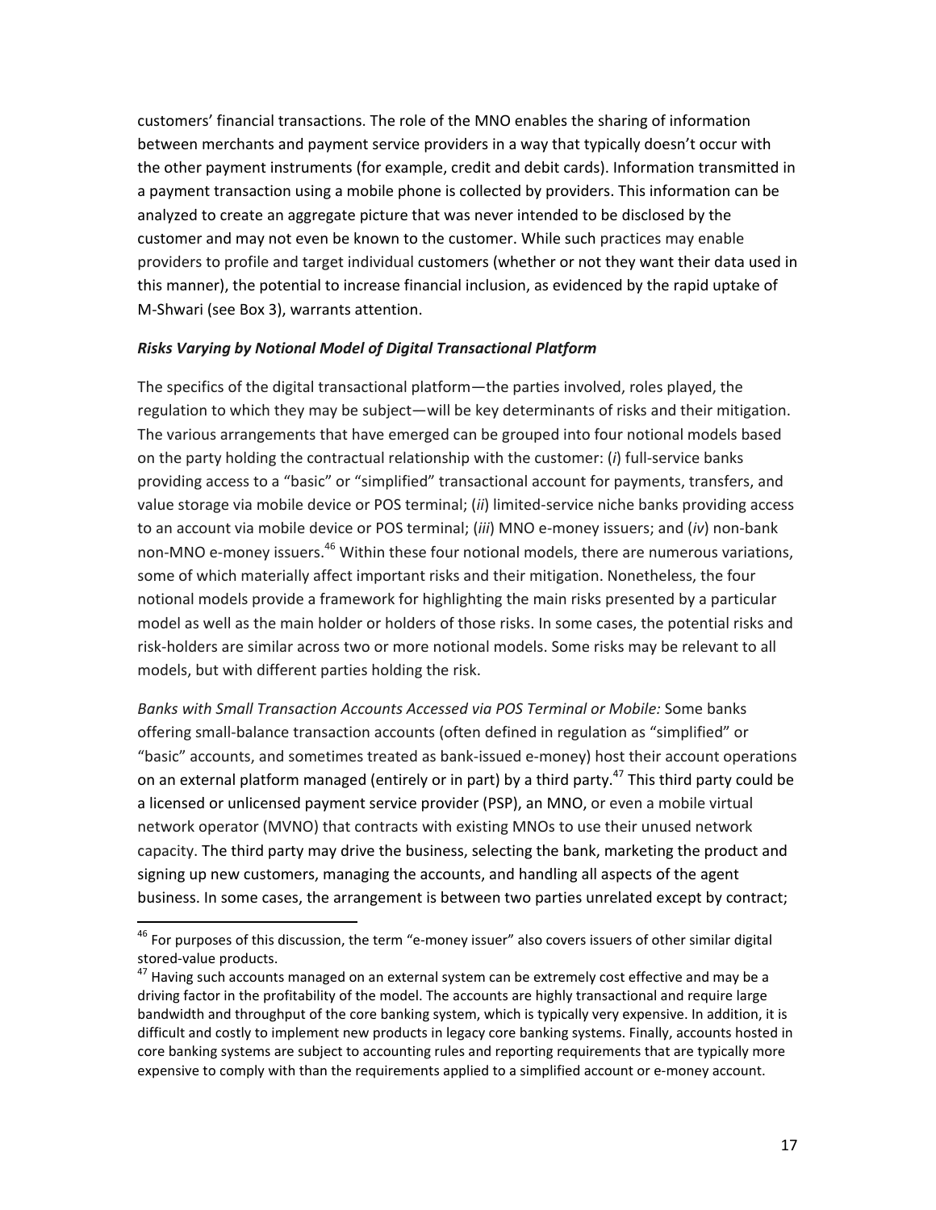customers' financial transactions. The role of the MNO enables the sharing of information between merchants and payment service providers in a way that typically doesn't occur with the other payment instruments (for example, credit and debit cards). Information transmitted in a payment transaction using a mobile phone is collected by providers. This information can be analyzed to create an aggregate picture that was never intended to be disclosed by the customer and may not even be known to the customer. While such practices may enable providers to profile and target individual customers (whether or not they want their data used in this manner), the potential to increase financial inclusion, as evidenced by the rapid uptake of M-Shwari (see Box 3), warrants attention.

***Risks Varying by Notional Model of Digital Transactional Platform***

The specifics of the digital transactional platform—the parties involved, roles played, the regulation to which they may be subject—will be key determinants of risks and their mitigation. The various arrangements that have emerged can be grouped into four notional models based on the party holding the contractual relationship with the customer: (*i*) full-service banks providing access to a "basic" or "simplified" transactional account for payments, transfers, and value storage via mobile device or POS terminal; (*ii*) limited-service niche banks providing access to an account via mobile device or POS terminal; (*iii*) MNO e-money issuers; and (*iv*) non-bank non-MNO e-money issuers.[46] Within these four notional models, there are numerous variations, some of which materially affect important risks and their mitigation. Nonetheless, the four notional models provide a framework for highlighting the main risks presented by a particular model as well as the main holder or holders of those risks. In some cases, the potential risks and risk-holders are similar across two or more notional models. Some risks may be relevant to all models, but with different parties holding the risk.

*Banks with Small Transaction Accounts Accessed via POS Terminal or Mobile:* Some banks offering small-balance transaction accounts (often defined in regulation as "simplified" or "basic" accounts, and sometimes treated as bank-issued e-money) host their account operations on an external platform managed (entirely or in part) by a third party.[47] This third party could be a licensed or unlicensed payment service provider (PSP), an MNO, or even a mobile virtual network operator (MVNO) that contracts with existing MNOs to use their unused network capacity. The third party may drive the business, selecting the bank, marketing the product and signing up new customers, managing the accounts, and handling all aspects of the agent business. In some cases, the arrangement is between two parties unrelated except by contract;

---

[46] For purposes of this discussion, the term "e-money issuer" also covers issuers of other similar digital stored-value products.

[47] Having such accounts managed on an external system can be extremely cost effective and may be a driving factor in the profitability of the model. The accounts are highly transactional and require large bandwidth and throughput of the core banking system, which is typically very expensive. In addition, it is difficult and costly to implement new products in legacy core banking systems. Finally, accounts hosted in core banking systems are subject to accounting rules and reporting requirements that are typically more expensive to comply with than the requirements applied to a simplified account or e-money account.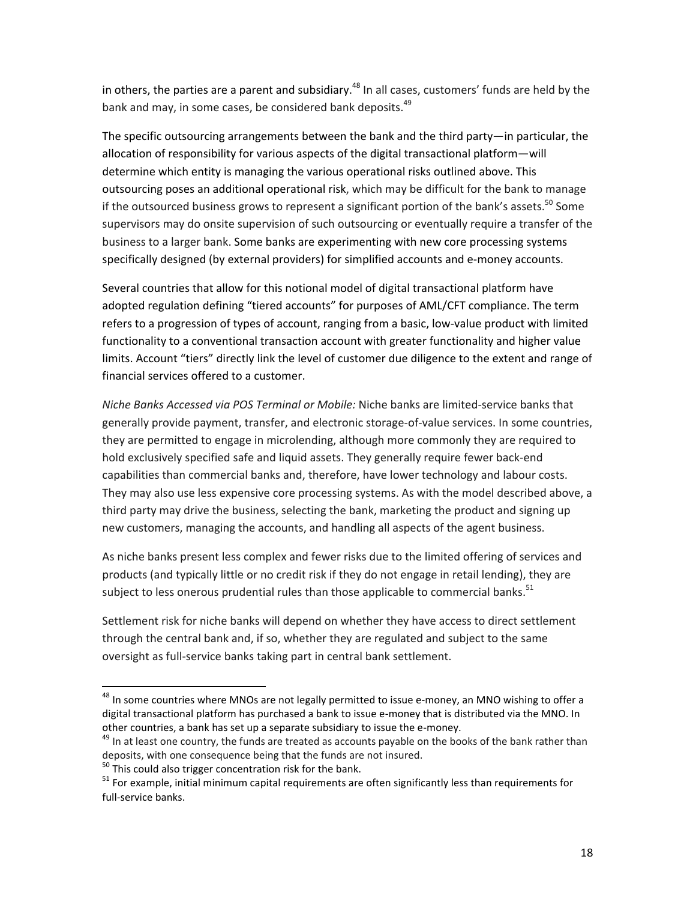in others, the parties are a parent and subsidiary.[48] In all cases, customers' funds are held by the bank and may, in some cases, be considered bank deposits.[49]

The specific outsourcing arrangements between the bank and the third party—in particular, the allocation of responsibility for various aspects of the digital transactional platform—will determine which entity is managing the various operational risks outlined above. This outsourcing poses an additional operational risk, which may be difficult for the bank to manage if the outsourced business grows to represent a significant portion of the bank's assets.[50] Some supervisors may do onsite supervision of such outsourcing or eventually require a transfer of the business to a larger bank. Some banks are experimenting with new core processing systems specifically designed (by external providers) for simplified accounts and e-money accounts.

Several countries that allow for this notional model of digital transactional platform have adopted regulation defining "tiered accounts" for purposes of AML/CFT compliance. The term refers to a progression of types of account, ranging from a basic, low-value product with limited functionality to a conventional transaction account with greater functionality and higher value limits. Account "tiers" directly link the level of customer due diligence to the extent and range of financial services offered to a customer.

*Niche Banks Accessed via POS Terminal or Mobile:* Niche banks are limited-service banks that generally provide payment, transfer, and electronic storage-of-value services. In some countries, they are permitted to engage in microlending, although more commonly they are required to hold exclusively specified safe and liquid assets. They generally require fewer back-end capabilities than commercial banks and, therefore, have lower technology and labour costs. They may also use less expensive core processing systems. As with the model described above, a third party may drive the business, selecting the bank, marketing the product and signing up new customers, managing the accounts, and handling all aspects of the agent business.

As niche banks present less complex and fewer risks due to the limited offering of services and products (and typically little or no credit risk if they do not engage in retail lending), they are subject to less onerous prudential rules than those applicable to commercial banks.[51]

Settlement risk for niche banks will depend on whether they have access to direct settlement through the central bank and, if so, whether they are regulated and subject to the same oversight as full-service banks taking part in central bank settlement.

---

[48] In some countries where MNOs are not legally permitted to issue e-money, an MNO wishing to offer a digital transactional platform has purchased a bank to issue e-money that is distributed via the MNO. In other countries, a bank has set up a separate subsidiary to issue the e-money.

[49] In at least one country, the funds are treated as accounts payable on the books of the bank rather than deposits, with one consequence being that the funds are not insured.

[50] This could also trigger concentration risk for the bank.

[51] For example, initial minimum capital requirements are often significantly less than requirements for full-service banks.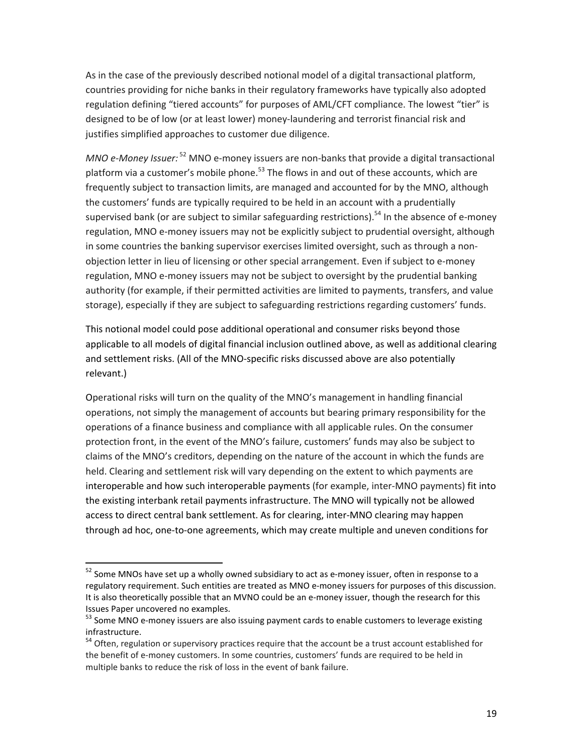As in the case of the previously described notional model of a digital transactional platform, countries providing for niche banks in their regulatory frameworks have typically also adopted regulation defining "tiered accounts" for purposes of AML/CFT compliance. The lowest "tier" is designed to be of low (or at least lower) money-laundering and terrorist financial risk and justifies simplified approaches to customer due diligence.

*MNO e-Money Issuer:*[52] MNO e-money issuers are non-banks that provide a digital transactional platform via a customer's mobile phone.[53] The flows in and out of these accounts, which are frequently subject to transaction limits, are managed and accounted for by the MNO, although the customers' funds are typically required to be held in an account with a prudentially supervised bank (or are subject to similar safeguarding restrictions).[54] In the absence of e-money regulation, MNO e-money issuers may not be explicitly subject to prudential oversight, although in some countries the banking supervisor exercises limited oversight, such as through a non-objection letter in lieu of licensing or other special arrangement. Even if subject to e-money regulation, MNO e-money issuers may not be subject to oversight by the prudential banking authority (for example, if their permitted activities are limited to payments, transfers, and value storage), especially if they are subject to safeguarding restrictions regarding customers' funds.

This notional model could pose additional operational and consumer risks beyond those applicable to all models of digital financial inclusion outlined above, as well as additional clearing and settlement risks. (All of the MNO-specific risks discussed above are also potentially relevant.)

Operational risks will turn on the quality of the MNO's management in handling financial operations, not simply the management of accounts but bearing primary responsibility for the operations of a finance business and compliance with all applicable rules. On the consumer protection front, in the event of the MNO's failure, customers' funds may also be subject to claims of the MNO's creditors, depending on the nature of the account in which the funds are held. Clearing and settlement risk will vary depending on the extent to which payments are interoperable and how such interoperable payments (for example, inter-MNO payments) fit into the existing interbank retail payments infrastructure. The MNO will typically not be allowed access to direct central bank settlement. As for clearing, inter-MNO clearing may happen through ad hoc, one-to-one agreements, which may create multiple and uneven conditions for

---

[52] Some MNOs have set up a wholly owned subsidiary to act as e-money issuer, often in response to a regulatory requirement. Such entities are treated as MNO e-money issuers for purposes of this discussion. It is also theoretically possible that an MVNO could be an e-money issuer, though the research for this Issues Paper uncovered no examples.

[53] Some MNO e-money issuers are also issuing payment cards to enable customers to leverage existing infrastructure.

[54] Often, regulation or supervisory practices require that the account be a trust account established for the benefit of e-money customers. In some countries, customers' funds are required to be held in multiple banks to reduce the risk of loss in the event of bank failure.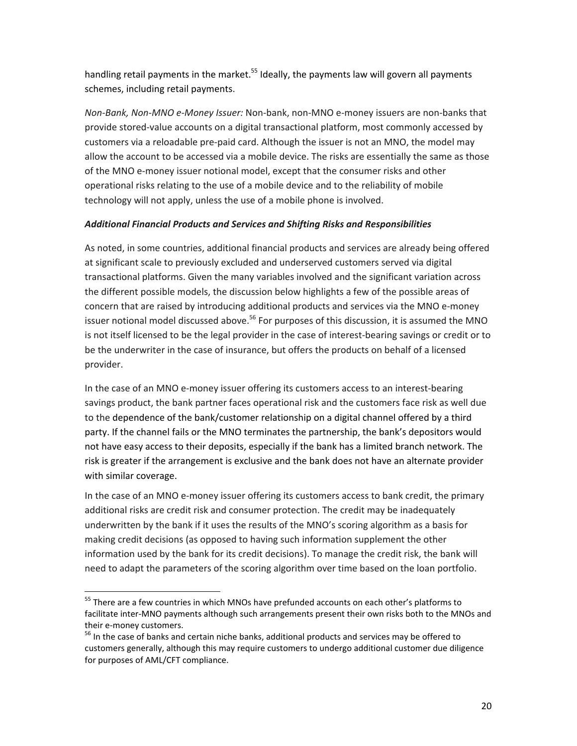handling retail payments in the market.[55] Ideally, the payments law will govern all payments schemes, including retail payments.

*Non-Bank, Non-MNO e-Money Issuer:* Non-bank, non-MNO e-money issuers are non-banks that provide stored-value accounts on a digital transactional platform, most commonly accessed by customers via a reloadable pre-paid card. Although the issuer is not an MNO, the model may allow the account to be accessed via a mobile device. The risks are essentially the same as those of the MNO e-money issuer notional model, except that the consumer risks and other operational risks relating to the use of a mobile device and to the reliability of mobile technology will not apply, unless the use of a mobile phone is involved.

***Additional Financial Products and Services and Shifting Risks and Responsibilities***

As noted, in some countries, additional financial products and services are already being offered at significant scale to previously excluded and underserved customers served via digital transactional platforms. Given the many variables involved and the significant variation across the different possible models, the discussion below highlights a few of the possible areas of concern that are raised by introducing additional products and services via the MNO e-money issuer notional model discussed above.[56] For purposes of this discussion, it is assumed the MNO is not itself licensed to be the legal provider in the case of interest-bearing savings or credit or to be the underwriter in the case of insurance, but offers the products on behalf of a licensed provider.

In the case of an MNO e-money issuer offering its customers access to an interest-bearing savings product, the bank partner faces operational risk and the customers face risk as well due to the dependence of the bank/customer relationship on a digital channel offered by a third party. If the channel fails or the MNO terminates the partnership, the bank's depositors would not have easy access to their deposits, especially if the bank has a limited branch network. The risk is greater if the arrangement is exclusive and the bank does not have an alternate provider with similar coverage.

In the case of an MNO e-money issuer offering its customers access to bank credit, the primary additional risks are credit risk and consumer protection. The credit may be inadequately underwritten by the bank if it uses the results of the MNO's scoring algorithm as a basis for making credit decisions (as opposed to having such information supplement the other information used by the bank for its credit decisions). To manage the credit risk, the bank will need to adapt the parameters of the scoring algorithm over time based on the loan portfolio.

---

[55] There are a few countries in which MNOs have prefunded accounts on each other's platforms to facilitate inter-MNO payments although such arrangements present their own risks both to the MNOs and their e-money customers.

[56] In the case of banks and certain niche banks, additional products and services may be offered to customers generally, although this may require customers to undergo additional customer due diligence for purposes of AML/CFT compliance.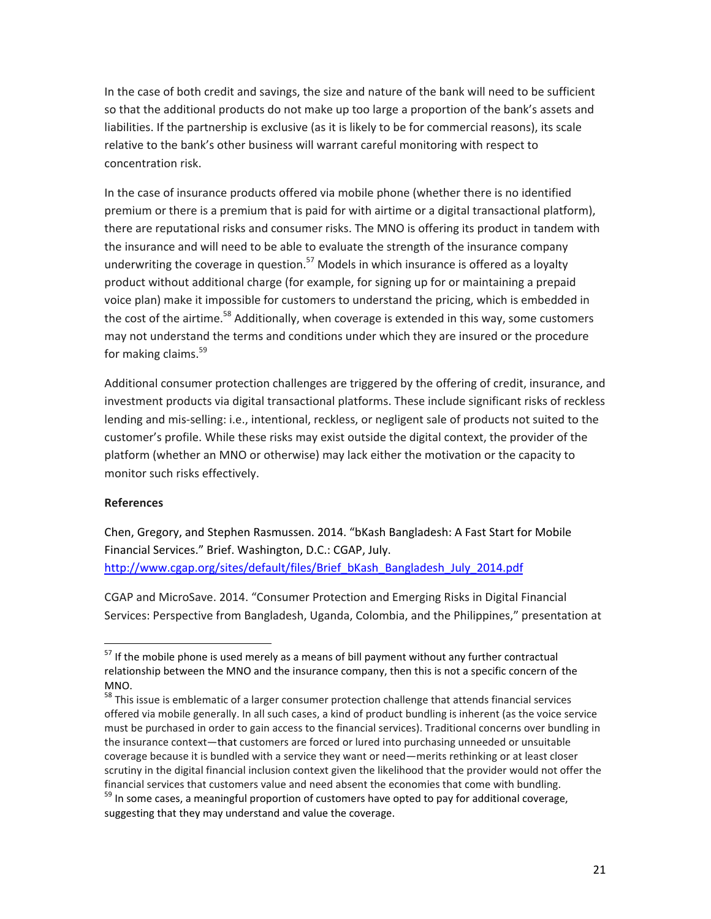In the case of both credit and savings, the size and nature of the bank will need to be sufficient so that the additional products do not make up too large a proportion of the bank's assets and liabilities. If the partnership is exclusive (as it is likely to be for commercial reasons), its scale relative to the bank's other business will warrant careful monitoring with respect to concentration risk.

In the case of insurance products offered via mobile phone (whether there is no identified premium or there is a premium that is paid for with airtime or a digital transactional platform), there are reputational risks and consumer risks. The MNO is offering its product in tandem with the insurance and will need to be able to evaluate the strength of the insurance company underwriting the coverage in question.[57] Models in which insurance is offered as a loyalty product without additional charge (for example, for signing up for or maintaining a prepaid voice plan) make it impossible for customers to understand the pricing, which is embedded in the cost of the airtime.[58] Additionally, when coverage is extended in this way, some customers may not understand the terms and conditions under which they are insured or the procedure for making claims.[59]

Additional consumer protection challenges are triggered by the offering of credit, insurance, and investment products via digital transactional platforms. These include significant risks of reckless lending and mis-selling: i.e., intentional, reckless, or negligent sale of products not suited to the customer's profile. While these risks may exist outside the digital context, the provider of the platform (whether an MNO or otherwise) may lack either the motivation or the capacity to monitor such risks effectively.

**References**

Chen, Gregory, and Stephen Rasmussen. 2014. "bKash Bangladesh: A Fast Start for Mobile Financial Services." Brief. Washington, D.C.: CGAP, July. http://www.cgap.org/sites/default/files/Brief_bKash_Bangladesh_July_2014.pdf

CGAP and MicroSave. 2014. "Consumer Protection and Emerging Risks in Digital Financial Services: Perspective from Bangladesh, Uganda, Colombia, and the Philippines," presentation at

---

[57] If the mobile phone is used merely as a means of bill payment without any further contractual relationship between the MNO and the insurance company, then this is not a specific concern of the MNO.

[58] This issue is emblematic of a larger consumer protection challenge that attends financial services offered via mobile generally. In all such cases, a kind of product bundling is inherent (as the voice service must be purchased in order to gain access to the financial services). Traditional concerns over bundling in the insurance context—that customers are forced or lured into purchasing unneeded or unsuitable coverage because it is bundled with a service they want or need—merits rethinking or at least closer scrutiny in the digital financial inclusion context given the likelihood that the provider would not offer the financial services that customers value and need absent the economies that come with bundling.

[59] In some cases, a meaningful proportion of customers have opted to pay for additional coverage, suggesting that they may understand and value the coverage.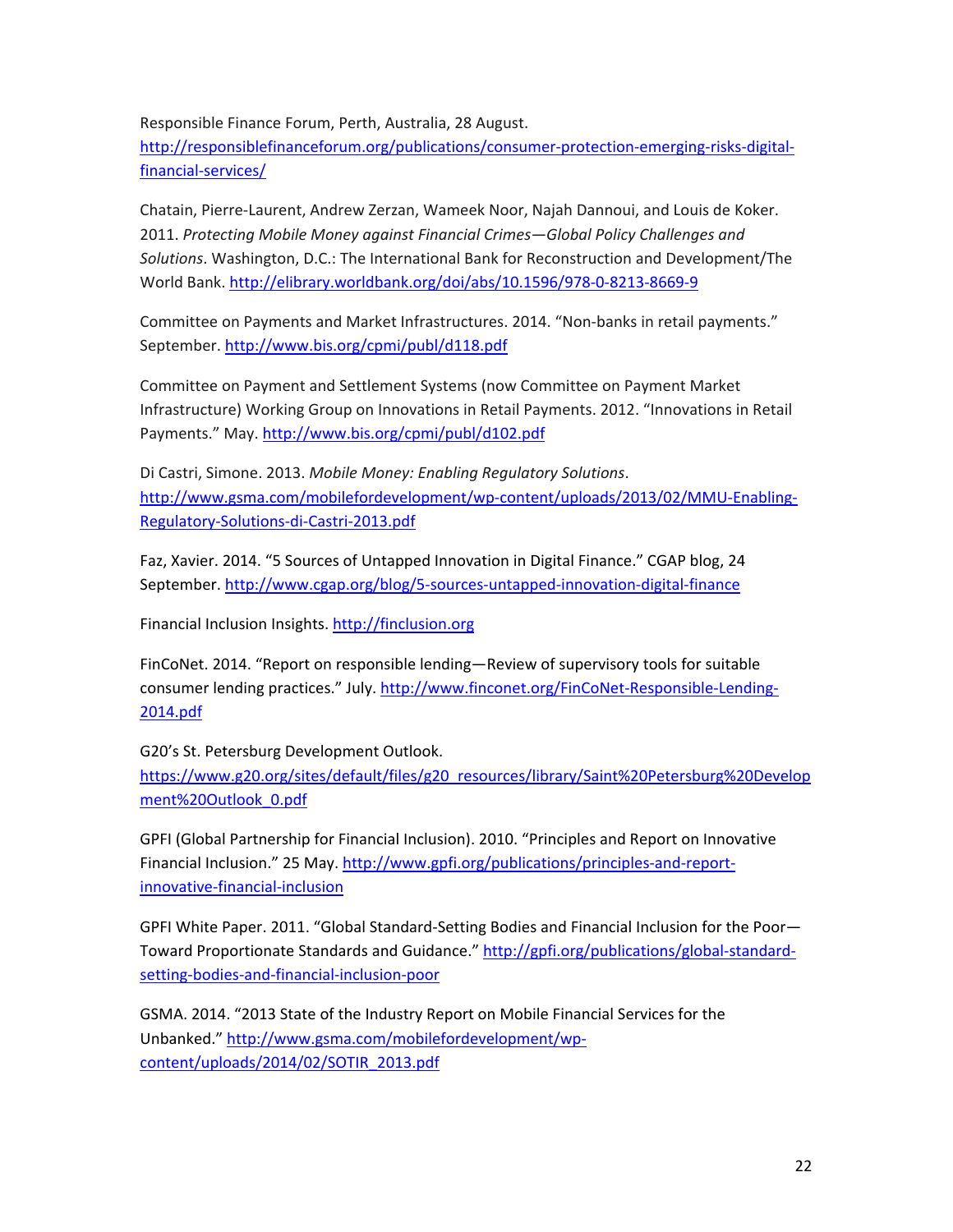Responsible Finance Forum, Perth, Australia, 28 August. http://responsiblefinanceforum.org/publications/consumer-protection-emerging-risks-digital-financial-services/

Chatain, Pierre-Laurent, Andrew Zerzan, Wameek Noor, Najah Dannoui, and Louis de Koker. 2011. *Protecting Mobile Money against Financial Crimes—Global Policy Challenges and Solutions*. Washington, D.C.: The International Bank for Reconstruction and Development/The World Bank. http://elibrary.worldbank.org/doi/abs/10.1596/978-0-8213-8669-9

Committee on Payments and Market Infrastructures. 2014. "Non-banks in retail payments." September. http://www.bis.org/cpmi/publ/d118.pdf

Committee on Payment and Settlement Systems (now Committee on Payment Market Infrastructure) Working Group on Innovations in Retail Payments. 2012. "Innovations in Retail Payments." May. http://www.bis.org/cpmi/publ/d102.pdf

Di Castri, Simone. 2013. *Mobile Money: Enabling Regulatory Solutions*. http://www.gsma.com/mobilefordevelopment/wp-content/uploads/2013/02/MMU-Enabling-Regulatory-Solutions-di-Castri-2013.pdf

Faz, Xavier. 2014. "5 Sources of Untapped Innovation in Digital Finance." CGAP blog, 24 September. http://www.cgap.org/blog/5-sources-untapped-innovation-digital-finance

Financial Inclusion Insights. http://finclusion.org

FinCoNet. 2014. "Report on responsible lending—Review of supervisory tools for suitable consumer lending practices." July. http://www.finconet.org/FinCoNet-Responsible-Lending-2014.pdf

G20's St. Petersburg Development Outlook. https://www.g20.org/sites/default/files/g20_resources/library/Saint%20Petersburg%20Development%20Outlook_0.pdf

GPFI (Global Partnership for Financial Inclusion). 2010. "Principles and Report on Innovative Financial Inclusion." 25 May. http://www.gpfi.org/publications/principles-and-report-innovative-financial-inclusion

GPFI White Paper. 2011. "Global Standard-Setting Bodies and Financial Inclusion for the Poor—Toward Proportionate Standards and Guidance." http://gpfi.org/publications/global-standard-setting-bodies-and-financial-inclusion-poor

GSMA. 2014. "2013 State of the Industry Report on Mobile Financial Services for the Unbanked." http://www.gsma.com/mobilefordevelopment/wp-content/uploads/2014/02/SOTIR_2013.pdf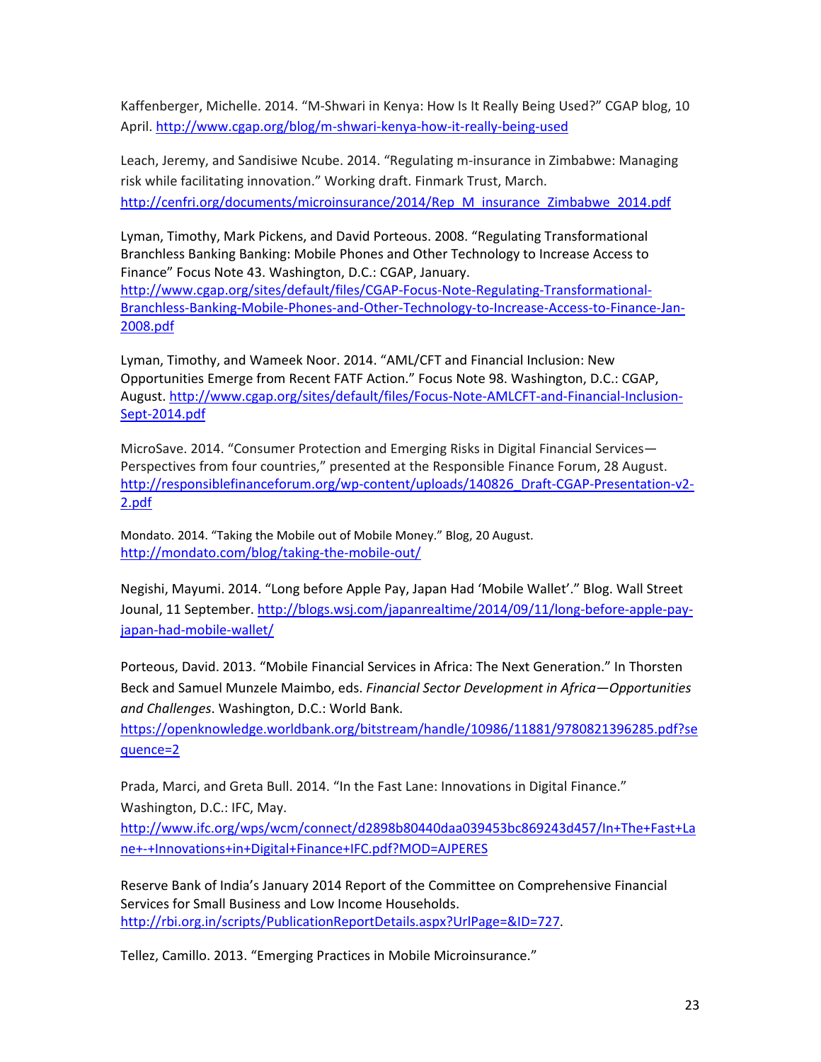Kaffenberger, Michelle. 2014. "M-Shwari in Kenya: How Is It Really Being Used?" CGAP blog, 10 April. http://www.cgap.org/blog/m-shwari-kenya-how-it-really-being-used

Leach, Jeremy, and Sandisiwe Ncube. 2014. "Regulating m-insurance in Zimbabwe: Managing risk while facilitating innovation." Working draft. Finmark Trust, March. http://cenfri.org/documents/microinsurance/2014/Rep_M_insurance_Zimbabwe_2014.pdf

Lyman, Timothy, Mark Pickens, and David Porteous. 2008. "Regulating Transformational Branchless Banking Banking: Mobile Phones and Other Technology to Increase Access to Finance" Focus Note 43. Washington, D.C.: CGAP, January. http://www.cgap.org/sites/default/files/CGAP-Focus-Note-Regulating-Transformational-Branchless-Banking-Mobile-Phones-and-Other-Technology-to-Increase-Access-to-Finance-Jan-2008.pdf

Lyman, Timothy, and Wameek Noor. 2014. "AML/CFT and Financial Inclusion: New Opportunities Emerge from Recent FATF Action." Focus Note 98. Washington, D.C.: CGAP, August. http://www.cgap.org/sites/default/files/Focus-Note-AMLCFT-and-Financial-Inclusion-Sept-2014.pdf

MicroSave. 2014. "Consumer Protection and Emerging Risks in Digital Financial Services—Perspectives from four countries," presented at the Responsible Finance Forum, 28 August. http://responsiblefinanceforum.org/wp-content/uploads/140826_Draft-CGAP-Presentation-v2-2.pdf

Mondato. 2014. "Taking the Mobile out of Mobile Money." Blog, 20 August. http://mondato.com/blog/taking-the-mobile-out/

Negishi, Mayumi. 2014. "Long before Apple Pay, Japan Had 'Mobile Wallet'." Blog. Wall Street Jounal, 11 September. http://blogs.wsj.com/japanrealtime/2014/09/11/long-before-apple-pay-japan-had-mobile-wallet/

Porteous, David. 2013. "Mobile Financial Services in Africa: The Next Generation." In Thorsten Beck and Samuel Munzele Maimbo, eds. *Financial Sector Development in Africa—Opportunities and Challenges*. Washington, D.C.: World Bank. https://openknowledge.worldbank.org/bitstream/handle/10986/11881/9780821396285.pdf?sequence=2

Prada, Marci, and Greta Bull. 2014. "In the Fast Lane: Innovations in Digital Finance." Washington, D.C.: IFC, May. http://www.ifc.org/wps/wcm/connect/d2898b80440daa039453bc869243d457/In+The+Fast+Lane+-+Innovations+in+Digital+Finance+IFC.pdf?MOD=AJPERES

Reserve Bank of India's January 2014 Report of the Committee on Comprehensive Financial Services for Small Business and Low Income Households. http://rbi.org.in/scripts/PublicationReportDetails.aspx?UrlPage=&ID=727.

Tellez, Camillo. 2013. "Emerging Practices in Mobile Microinsurance."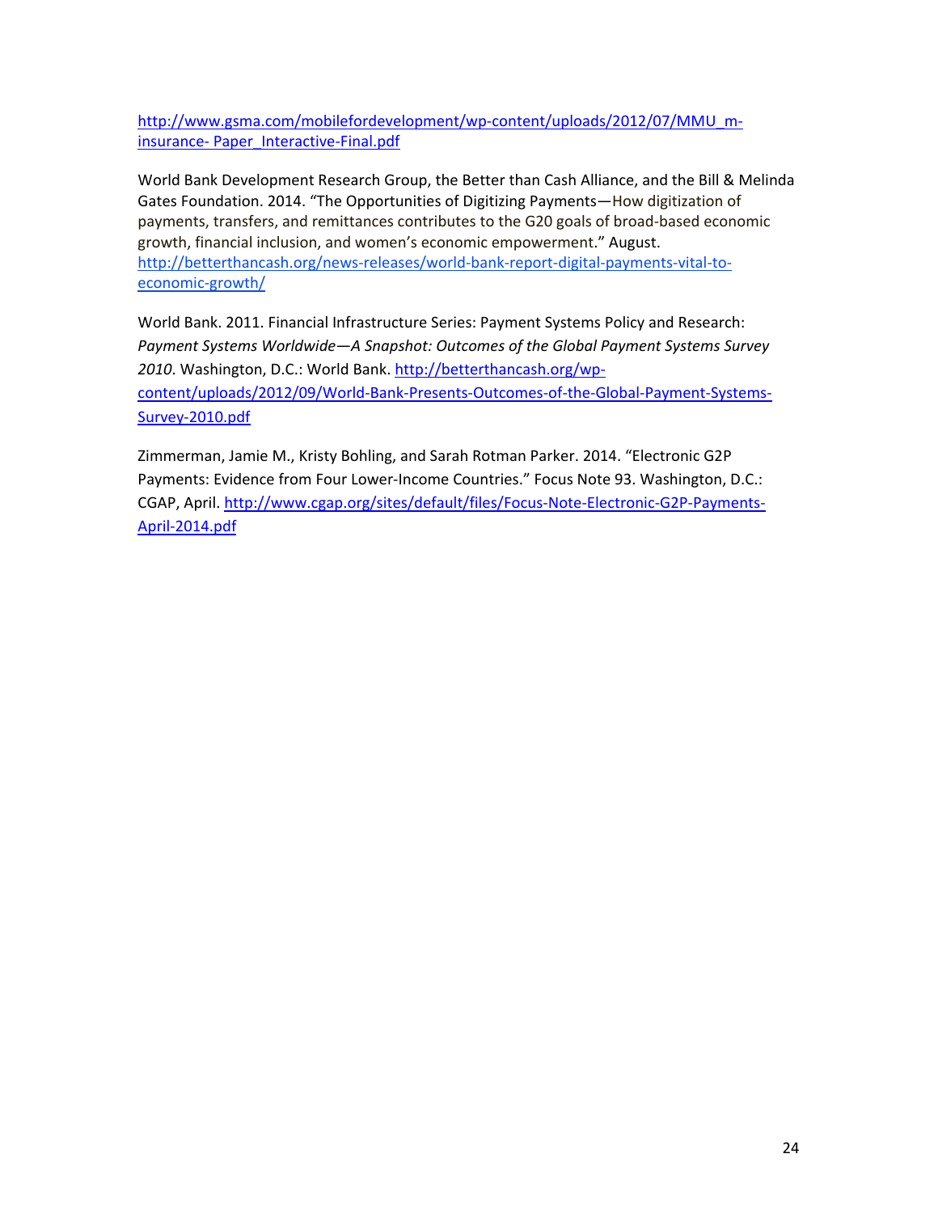http://www.gsma.com/mobilefordevelopment/wp-content/uploads/2012/07/MMU_m-insurance- Paper_Interactive-Final.pdf

World Bank Development Research Group, the Better than Cash Alliance, and the Bill & Melinda Gates Foundation. 2014. "The Opportunities of Digitizing Payments—How digitization of payments, transfers, and remittances contributes to the G20 goals of broad-based economic growth, financial inclusion, and women's economic empowerment." August. http://betterthancash.org/news-releases/world-bank-report-digital-payments-vital-to-economic-growth/

World Bank. 2011. Financial Infrastructure Series: Payment Systems Policy and Research: *Payment Systems Worldwide—A Snapshot: Outcomes of the Global Payment Systems Survey 2010*. Washington, D.C.: World Bank. http://betterthancash.org/wp-content/uploads/2012/09/World-Bank-Presents-Outcomes-of-the-Global-Payment-Systems-Survey-2010.pdf

Zimmerman, Jamie M., Kristy Bohling, and Sarah Rotman Parker. 2014. "Electronic G2P Payments: Evidence from Four Lower-Income Countries." Focus Note 93. Washington, D.C.: CGAP, April. http://www.cgap.org/sites/default/files/Focus-Note-Electronic-G2P-Payments-April-2014.pdf